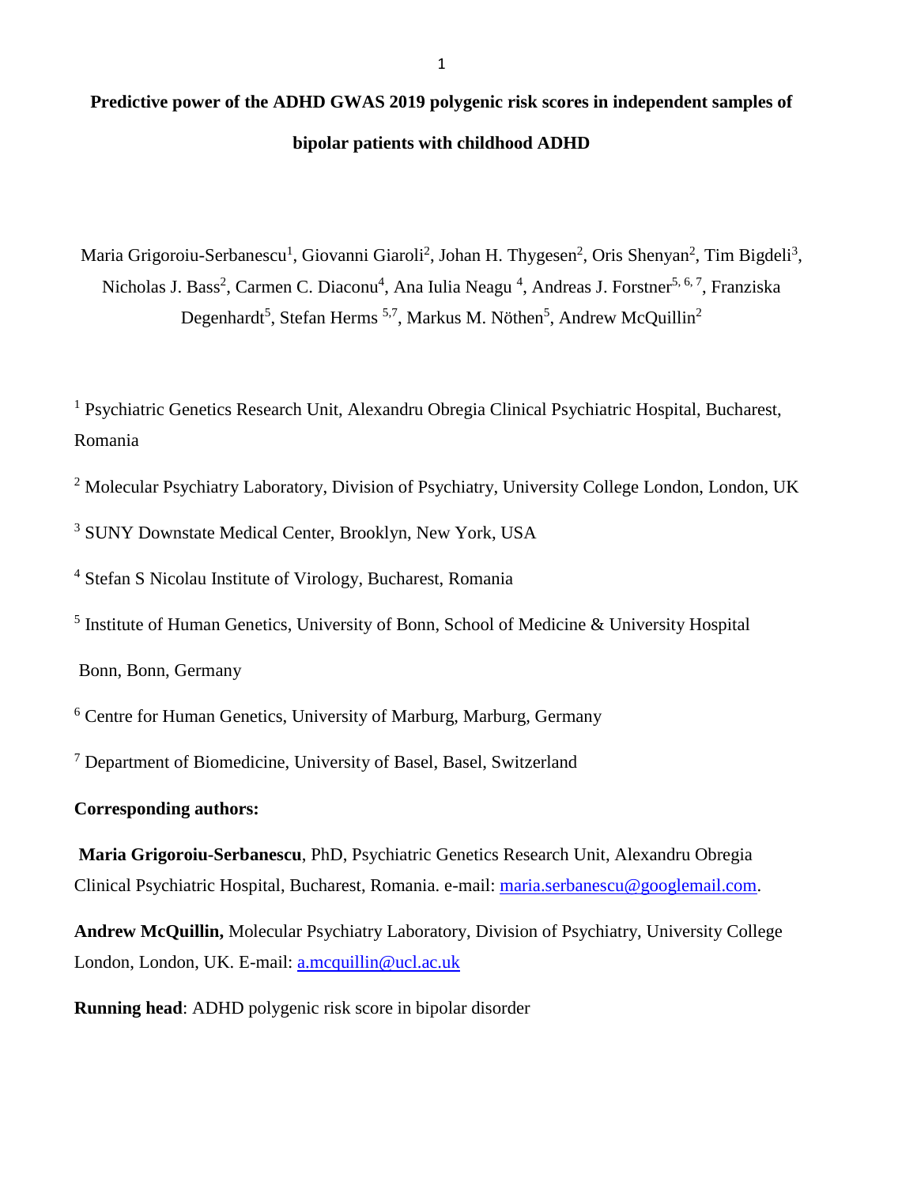# Predictive power of the ADHD GWAS 2019 polygenic risk scores in independent samples of bipolar patients with childhood ADHD

Maria Grigoroiu-Serbanescu[1], Giovanni Giaroli[2], Johan H. Thygesen[2], Oris Shenyan[2], Tim Bigdeli[3], Nicholas J. Bass[2], Carmen C. Diaconu[4], Ana Iulia Neagu [4], Andreas J. Forstner[5, 6, 7], Franziska Degenhardt[5], Stefan Herms [5,7], Markus M. Nöthen[5], Andrew McQuillin[2]

[1] Psychiatric Genetics Research Unit, Alexandru Obregia Clinical Psychiatric Hospital, Bucharest, Romania

[2] Molecular Psychiatry Laboratory, Division of Psychiatry, University College London, London, UK

[3] SUNY Downstate Medical Center, Brooklyn, New York, USA

[4] Stefan S Nicolau Institute of Virology, Bucharest, Romania

[5] Institute of Human Genetics, University of Bonn, School of Medicine & University Hospital Bonn, Bonn, Germany

[6] Centre for Human Genetics, University of Marburg, Marburg, Germany

[7] Department of Biomedicine, University of Basel, Basel, Switzerland

**Corresponding authors:**

**Maria Grigoroiu-Serbanescu**, PhD, Psychiatric Genetics Research Unit, Alexandru Obregia Clinical Psychiatric Hospital, Bucharest, Romania. e-mail: maria.serbanescu@googlemail.com.

**Andrew McQuillin,** Molecular Psychiatry Laboratory, Division of Psychiatry, University College London, London, UK. E-mail: a.mcquillin@ucl.ac.uk

**Running head**: ADHD polygenic risk score in bipolar disorder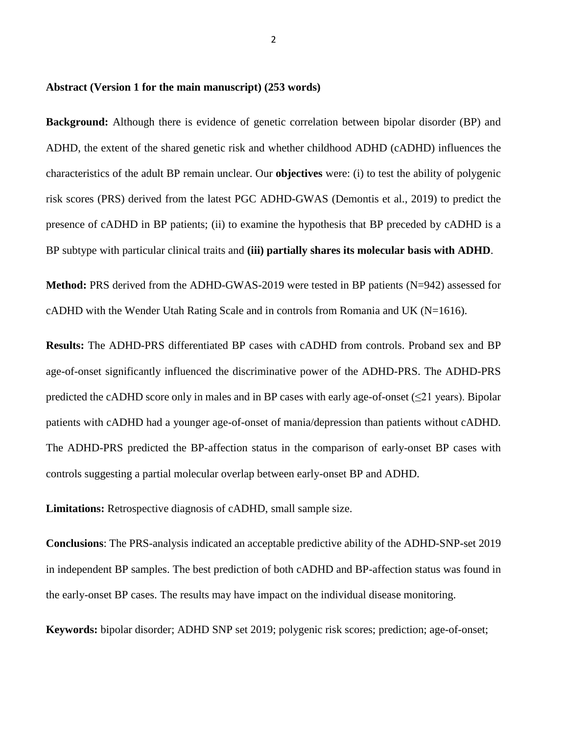**Abstract (Version 1 for the main manuscript) (253 words)**

**Background:** Although there is evidence of genetic correlation between bipolar disorder (BP) and ADHD, the extent of the shared genetic risk and whether childhood ADHD (cADHD) influences the characteristics of the adult BP remain unclear. Our **objectives** were: (i) to test the ability of polygenic risk scores (PRS) derived from the latest PGC ADHD-GWAS (Demontis et al., 2019) to predict the presence of cADHD in BP patients; (ii) to examine the hypothesis that BP preceded by cADHD is a BP subtype with particular clinical traits and **(iii) partially shares its molecular basis with ADHD**.

**Method:** PRS derived from the ADHD-GWAS-2019 were tested in BP patients (N=942) assessed for cADHD with the Wender Utah Rating Scale and in controls from Romania and UK (N=1616).

**Results:** The ADHD-PRS differentiated BP cases with cADHD from controls. Proband sex and BP age-of-onset significantly influenced the discriminative power of the ADHD-PRS. The ADHD-PRS predicted the cADHD score only in males and in BP cases with early age-of-onset (≤21 years). Bipolar patients with cADHD had a younger age-of-onset of mania/depression than patients without cADHD. The ADHD-PRS predicted the BP-affection status in the comparison of early-onset BP cases with controls suggesting a partial molecular overlap between early-onset BP and ADHD.

**Limitations:** Retrospective diagnosis of cADHD, small sample size.

**Conclusions**: The PRS-analysis indicated an acceptable predictive ability of the ADHD-SNP-set 2019 in independent BP samples. The best prediction of both cADHD and BP-affection status was found in the early-onset BP cases. The results may have impact on the individual disease monitoring.

**Keywords:** bipolar disorder; ADHD SNP set 2019; polygenic risk scores; prediction; age-of-onset;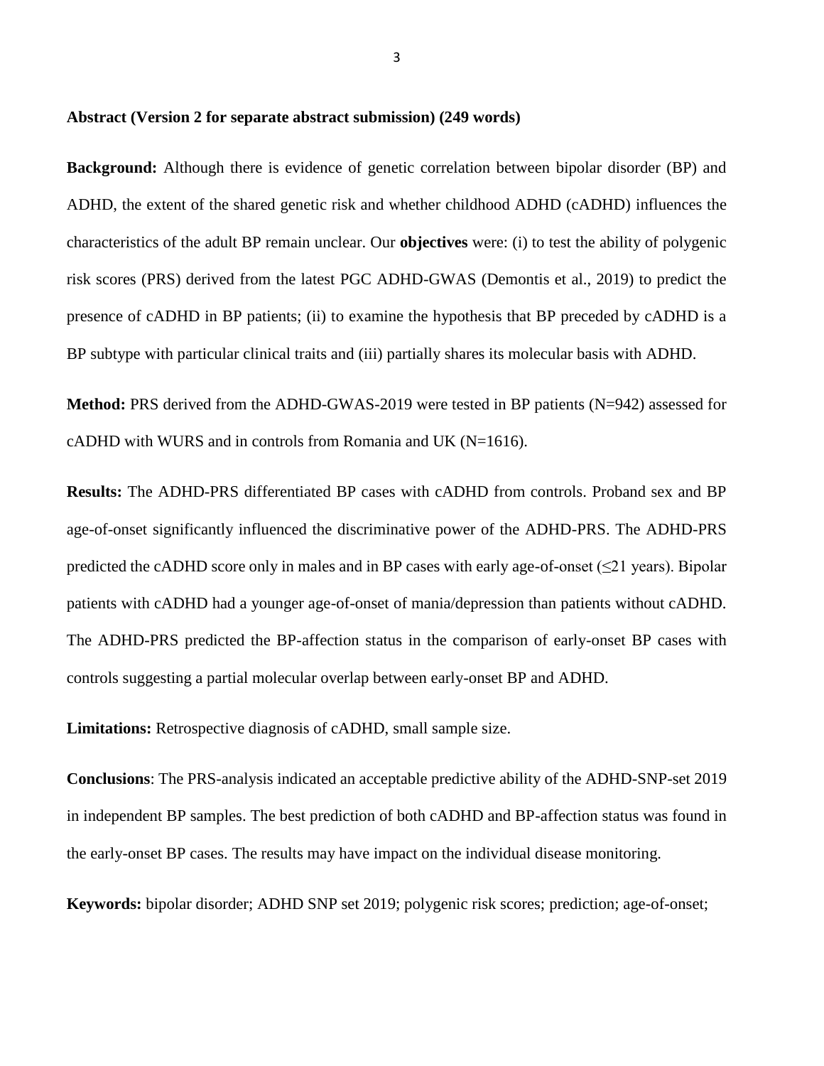**Abstract (Version 2 for separate abstract submission) (249 words)**

**Background:** Although there is evidence of genetic correlation between bipolar disorder (BP) and ADHD, the extent of the shared genetic risk and whether childhood ADHD (cADHD) influences the characteristics of the adult BP remain unclear. Our **objectives** were: (i) to test the ability of polygenic risk scores (PRS) derived from the latest PGC ADHD-GWAS (Demontis et al., 2019) to predict the presence of cADHD in BP patients; (ii) to examine the hypothesis that BP preceded by cADHD is a BP subtype with particular clinical traits and (iii) partially shares its molecular basis with ADHD.

**Method:** PRS derived from the ADHD-GWAS-2019 were tested in BP patients (N=942) assessed for cADHD with WURS and in controls from Romania and UK (N=1616).

**Results:** The ADHD-PRS differentiated BP cases with cADHD from controls. Proband sex and BP age-of-onset significantly influenced the discriminative power of the ADHD-PRS. The ADHD-PRS predicted the cADHD score only in males and in BP cases with early age-of-onset (≤21 years). Bipolar patients with cADHD had a younger age-of-onset of mania/depression than patients without cADHD. The ADHD-PRS predicted the BP-affection status in the comparison of early-onset BP cases with controls suggesting a partial molecular overlap between early-onset BP and ADHD.

**Limitations:** Retrospective diagnosis of cADHD, small sample size.

**Conclusions**: The PRS-analysis indicated an acceptable predictive ability of the ADHD-SNP-set 2019 in independent BP samples. The best prediction of both cADHD and BP-affection status was found in the early-onset BP cases. The results may have impact on the individual disease monitoring.

**Keywords:** bipolar disorder; ADHD SNP set 2019; polygenic risk scores; prediction; age-of-onset;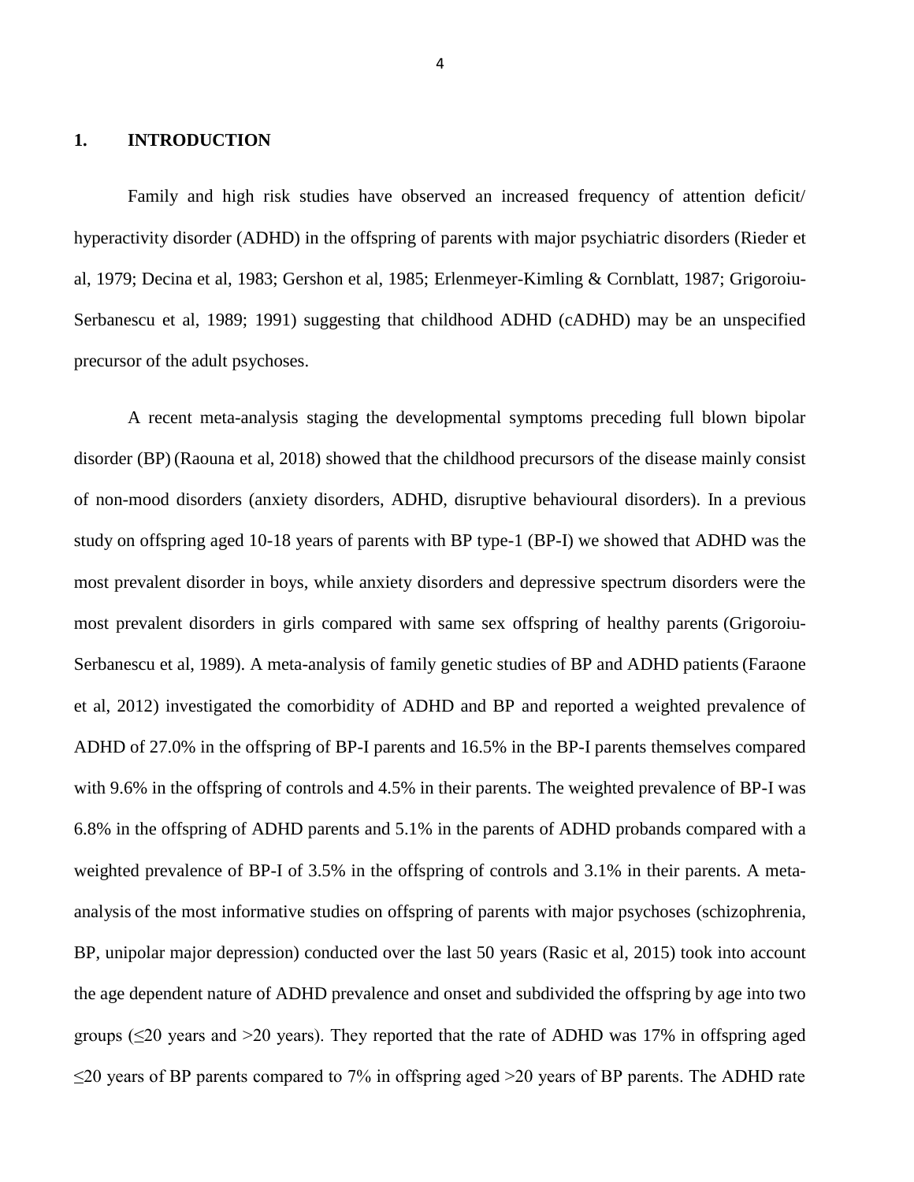## 1. INTRODUCTION

Family and high risk studies have observed an increased frequency of attention deficit/ hyperactivity disorder (ADHD) in the offspring of parents with major psychiatric disorders (Rieder et al, 1979; Decina et al, 1983; Gershon et al, 1985; Erlenmeyer-Kimling & Cornblatt, 1987; Grigoroiu-Serbanescu et al, 1989; 1991) suggesting that childhood ADHD (cADHD) may be an unspecified precursor of the adult psychoses.

A recent meta-analysis staging the developmental symptoms preceding full blown bipolar disorder (BP) (Raouna et al, 2018) showed that the childhood precursors of the disease mainly consist of non-mood disorders (anxiety disorders, ADHD, disruptive behavioural disorders). In a previous study on offspring aged 10-18 years of parents with BP type-1 (BP-I) we showed that ADHD was the most prevalent disorder in boys, while anxiety disorders and depressive spectrum disorders were the most prevalent disorders in girls compared with same sex offspring of healthy parents (Grigoroiu-Serbanescu et al, 1989). A meta-analysis of family genetic studies of BP and ADHD patients (Faraone et al, 2012) investigated the comorbidity of ADHD and BP and reported a weighted prevalence of ADHD of 27.0% in the offspring of BP-I parents and 16.5% in the BP-I parents themselves compared with 9.6% in the offspring of controls and 4.5% in their parents. The weighted prevalence of BP-I was 6.8% in the offspring of ADHD parents and 5.1% in the parents of ADHD probands compared with a weighted prevalence of BP-I of 3.5% in the offspring of controls and 3.1% in their parents. A meta-analysis of the most informative studies on offspring of parents with major psychoses (schizophrenia, BP, unipolar major depression) conducted over the last 50 years (Rasic et al, 2015) took into account the age dependent nature of ADHD prevalence and onset and subdivided the offspring by age into two groups (≤20 years and >20 years). They reported that the rate of ADHD was 17% in offspring aged ≤20 years of BP parents compared to 7% in offspring aged >20 years of BP parents. The ADHD rate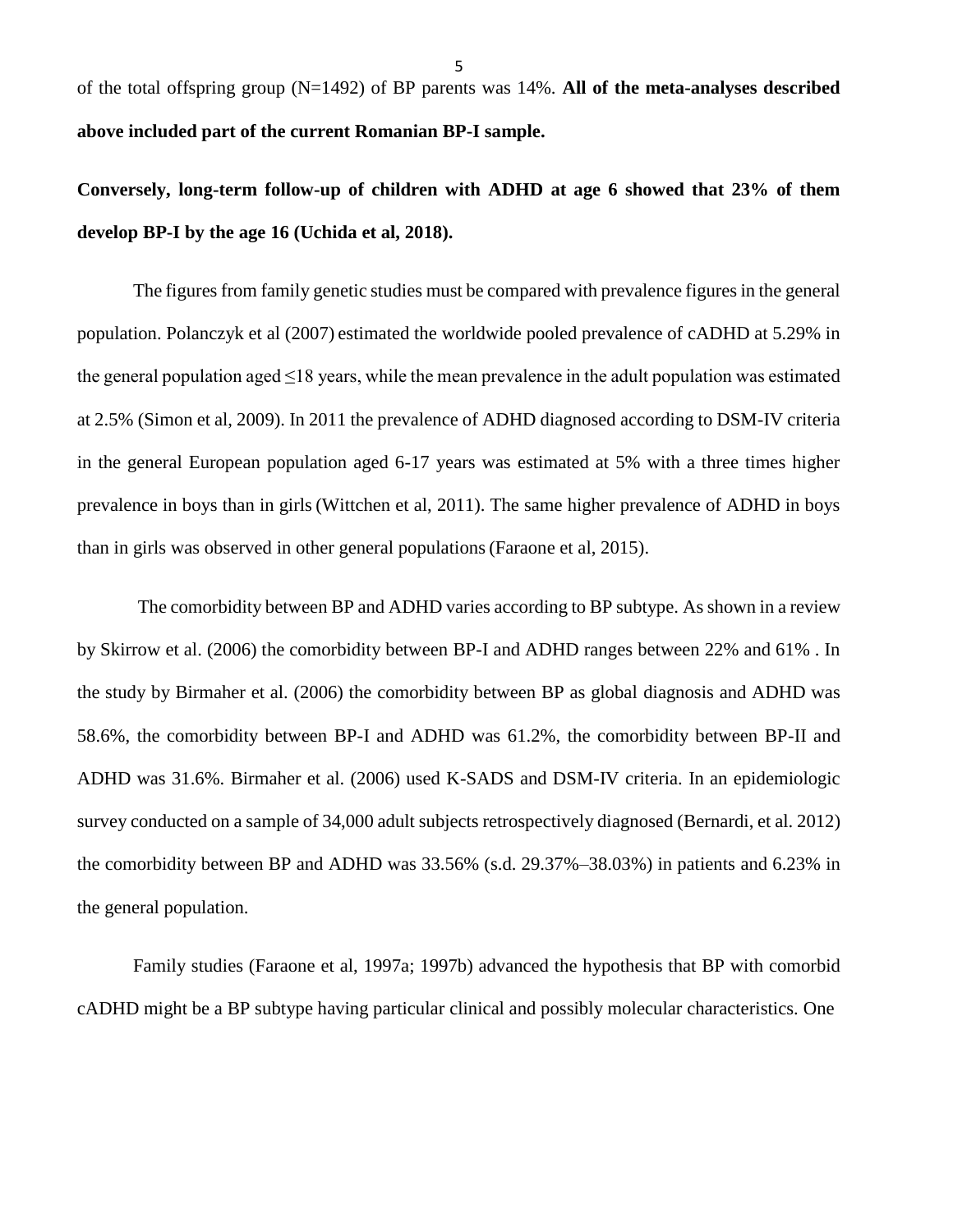of the total offspring group (N=1492) of BP parents was 14%. **All of the meta-analyses described above included part of the current Romanian BP-I sample.**

**Conversely, long-term follow-up of children with ADHD at age 6 showed that 23% of them develop BP-I by the age 16 (Uchida et al, 2018).**

The figures from family genetic studies must be compared with prevalence figures in the general population. Polanczyk et al (2007) estimated the worldwide pooled prevalence of cADHD at 5.29% in the general population aged ≤18 years, while the mean prevalence in the adult population was estimated at 2.5% (Simon et al, 2009). In 2011 the prevalence of ADHD diagnosed according to DSM-IV criteria in the general European population aged 6-17 years was estimated at 5% with a three times higher prevalence in boys than in girls (Wittchen et al, 2011). The same higher prevalence of ADHD in boys than in girls was observed in other general populations (Faraone et al, 2015).

The comorbidity between BP and ADHD varies according to BP subtype. As shown in a review by Skirrow et al. (2006) the comorbidity between BP-I and ADHD ranges between 22% and 61% . In the study by Birmaher et al. (2006) the comorbidity between BP as global diagnosis and ADHD was 58.6%, the comorbidity between BP-I and ADHD was 61.2%, the comorbidity between BP-II and ADHD was 31.6%. Birmaher et al. (2006) used K-SADS and DSM-IV criteria. In an epidemiologic survey conducted on a sample of 34,000 adult subjects retrospectively diagnosed (Bernardi, et al. 2012) the comorbidity between BP and ADHD was 33.56% (s.d. 29.37%–38.03%) in patients and 6.23% in the general population.

Family studies (Faraone et al, 1997a; 1997b) advanced the hypothesis that BP with comorbid cADHD might be a BP subtype having particular clinical and possibly molecular characteristics. One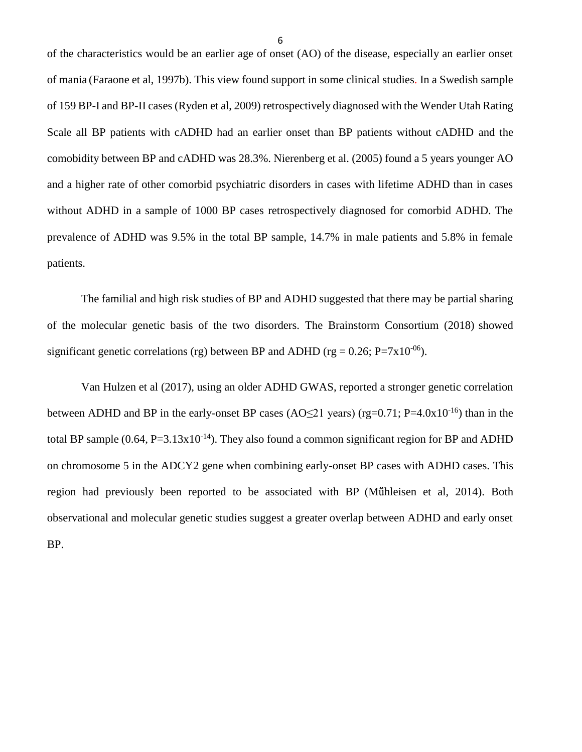of the characteristics would be an earlier age of onset (AO) of the disease, especially an earlier onset of mania (Faraone et al, 1997b). This view found support in some clinical studies. In a Swedish sample of 159 BP-I and BP-II cases (Ryden et al, 2009) retrospectively diagnosed with the Wender Utah Rating Scale all BP patients with cADHD had an earlier onset than BP patients without cADHD and the comobidity between BP and cADHD was 28.3%. Nierenberg et al. (2005) found a 5 years younger AO and a higher rate of other comorbid psychiatric disorders in cases with lifetime ADHD than in cases without ADHD in a sample of 1000 BP cases retrospectively diagnosed for comorbid ADHD. The prevalence of ADHD was 9.5% in the total BP sample, 14.7% in male patients and 5.8% in female patients.

The familial and high risk studies of BP and ADHD suggested that there may be partial sharing of the molecular genetic basis of the two disorders. The Brainstorm Consortium (2018) showed significant genetic correlations (rg) between BP and ADHD (rg = 0.26; $P=7x10^{-06}$).

Van Hulzen et al (2017), using an older ADHD GWAS, reported a stronger genetic correlation between ADHD and BP in the early-onset BP cases (AO≤21 years) (rg=0.71; $P=4.0x10^{-16}$) than in the total BP sample (0.64, $P=3.13x10^{-14}$). They also found a common significant region for BP and ADHD on chromosome 5 in the ADCY2 gene when combining early-onset BP cases with ADHD cases. This region had previously been reported to be associated with BP (Mühleisen et al, 2014). Both observational and molecular genetic studies suggest a greater overlap between ADHD and early onset BP.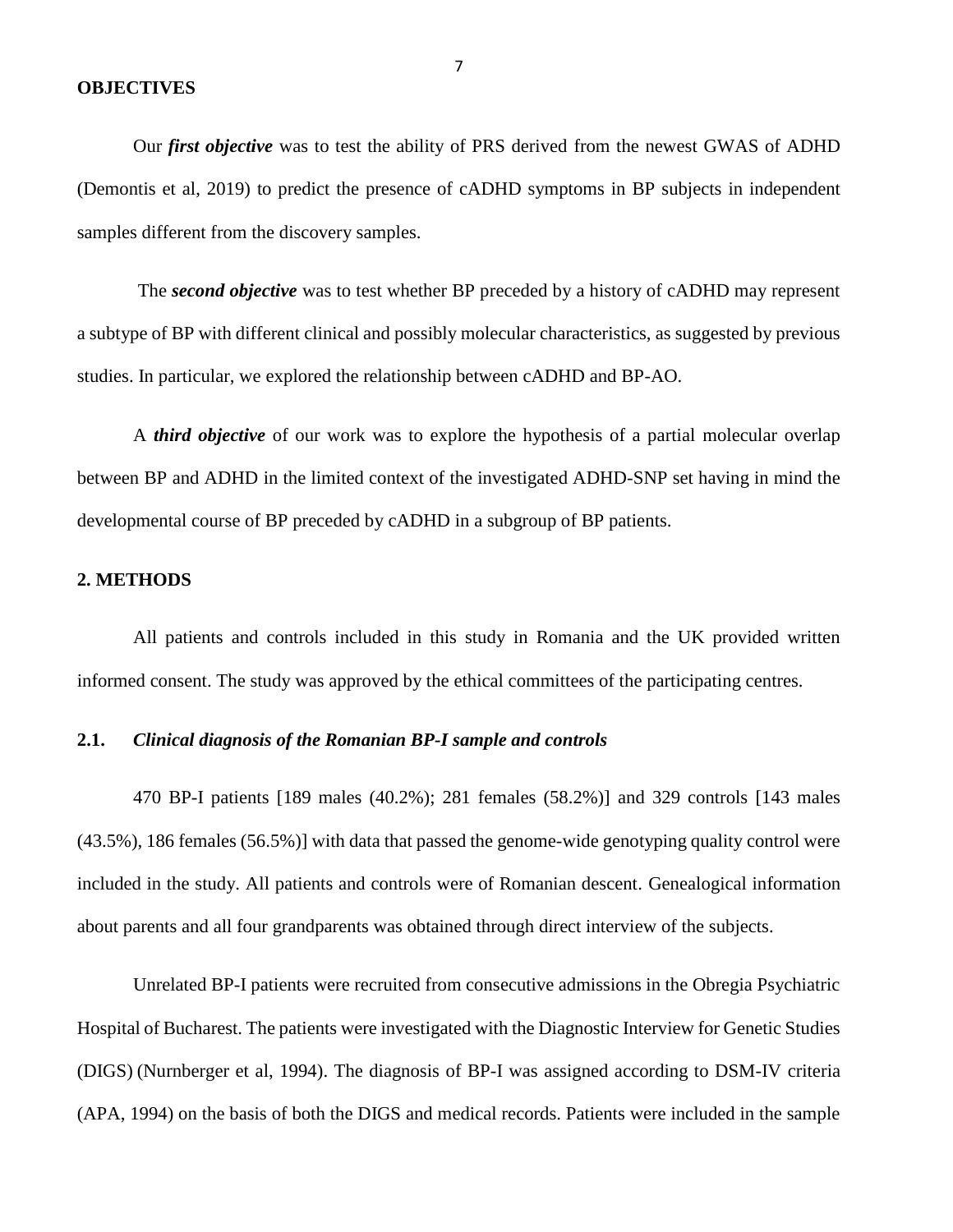**OBJECTIVES**

Our ***first objective*** was to test the ability of PRS derived from the newest GWAS of ADHD (Demontis et al, 2019) to predict the presence of cADHD symptoms in BP subjects in independent samples different from the discovery samples.

The ***second objective*** was to test whether BP preceded by a history of cADHD may represent a subtype of BP with different clinical and possibly molecular characteristics, as suggested by previous studies. In particular, we explored the relationship between cADHD and BP-AO.

A ***third objective*** of our work was to explore the hypothesis of a partial molecular overlap between BP and ADHD in the limited context of the investigated ADHD-SNP set having in mind the developmental course of BP preceded by cADHD in a subgroup of BP patients.

## 2. METHODS

All patients and controls included in this study in Romania and the UK provided written informed consent. The study was approved by the ethical committees of the participating centres.

### 2.1. *Clinical diagnosis of the Romanian BP-I sample and controls*

470 BP-I patients [189 males (40.2%); 281 females (58.2%)] and 329 controls [143 males (43.5%), 186 females (56.5%)] with data that passed the genome-wide genotyping quality control were included in the study. All patients and controls were of Romanian descent. Genealogical information about parents and all four grandparents was obtained through direct interview of the subjects.

Unrelated BP-I patients were recruited from consecutive admissions in the Obregia Psychiatric Hospital of Bucharest. The patients were investigated with the Diagnostic Interview for Genetic Studies (DIGS) (Nurnberger et al, 1994). The diagnosis of BP-I was assigned according to DSM-IV criteria (APA, 1994) on the basis of both the DIGS and medical records. Patients were included in the sample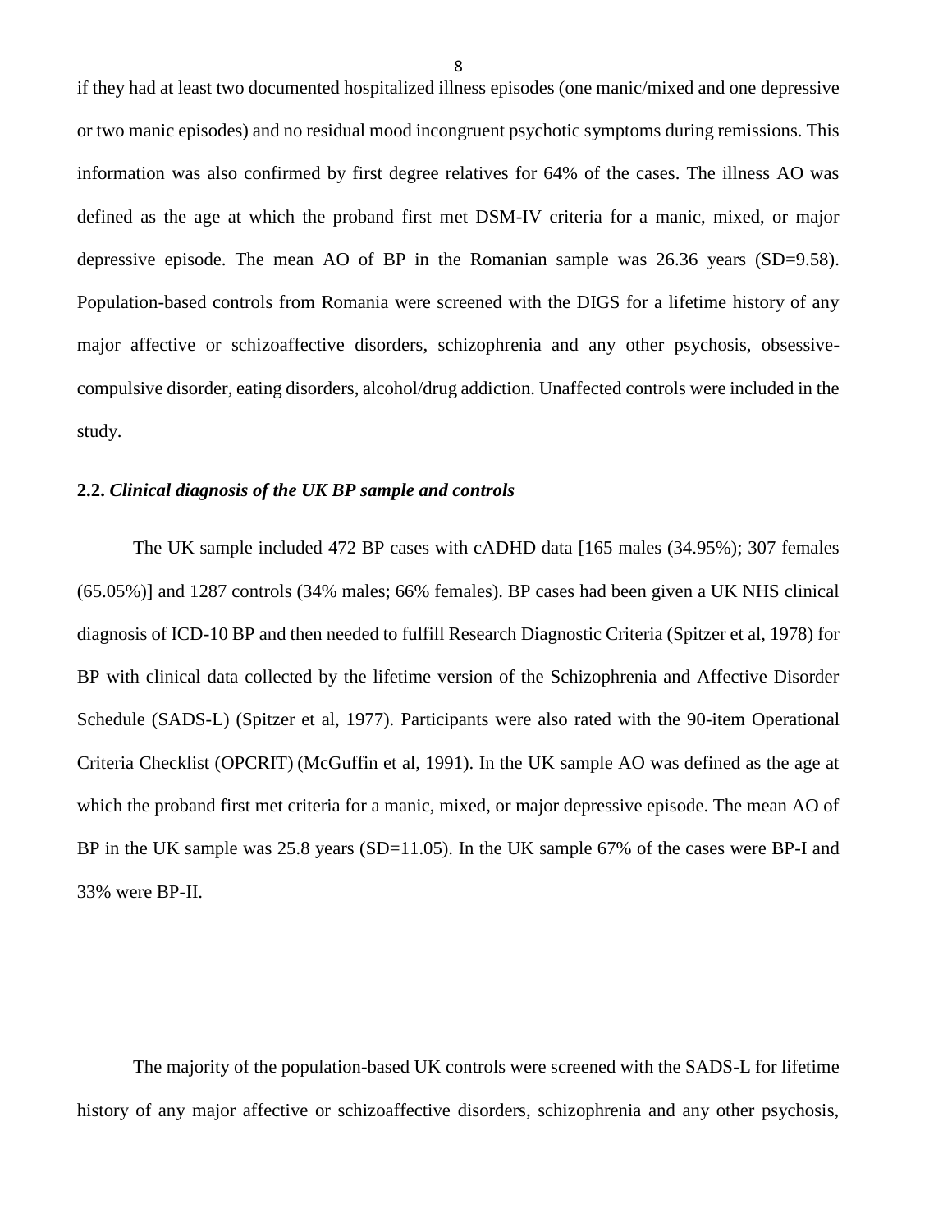if they had at least two documented hospitalized illness episodes (one manic/mixed and one depressive or two manic episodes) and no residual mood incongruent psychotic symptoms during remissions. This information was also confirmed by first degree relatives for 64% of the cases. The illness AO was defined as the age at which the proband first met DSM-IV criteria for a manic, mixed, or major depressive episode. The mean AO of BP in the Romanian sample was 26.36 years (SD=9.58). Population-based controls from Romania were screened with the DIGS for a lifetime history of any major affective or schizoaffective disorders, schizophrenia and any other psychosis, obsessive-compulsive disorder, eating disorders, alcohol/drug addiction. Unaffected controls were included in the study.

### 2.2. *Clinical diagnosis of the UK BP sample and controls*

The UK sample included 472 BP cases with cADHD data [165 males (34.95%); 307 females (65.05%)] and 1287 controls (34% males; 66% females). BP cases had been given a UK NHS clinical diagnosis of ICD-10 BP and then needed to fulfill Research Diagnostic Criteria (Spitzer et al, 1978) for BP with clinical data collected by the lifetime version of the Schizophrenia and Affective Disorder Schedule (SADS-L) (Spitzer et al, 1977). Participants were also rated with the 90-item Operational Criteria Checklist (OPCRIT) (McGuffin et al, 1991). In the UK sample AO was defined as the age at which the proband first met criteria for a manic, mixed, or major depressive episode. The mean AO of BP in the UK sample was 25.8 years (SD=11.05). In the UK sample 67% of the cases were BP-I and 33% were BP-II.

The majority of the population-based UK controls were screened with the SADS-L for lifetime history of any major affective or schizoaffective disorders, schizophrenia and any other psychosis,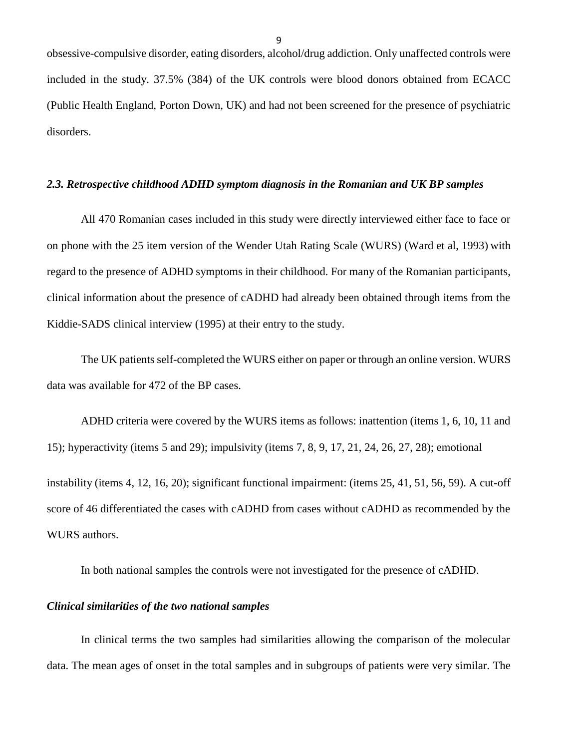obsessive-compulsive disorder, eating disorders, alcohol/drug addiction. Only unaffected controls were included in the study. 37.5% (384) of the UK controls were blood donors obtained from ECACC (Public Health England, Porton Down, UK) and had not been screened for the presence of psychiatric disorders.

### *2.3. Retrospective childhood ADHD symptom diagnosis in the Romanian and UK BP samples*

All 470 Romanian cases included in this study were directly interviewed either face to face or on phone with the 25 item version of the Wender Utah Rating Scale (WURS) (Ward et al, 1993) with regard to the presence of ADHD symptoms in their childhood. For many of the Romanian participants, clinical information about the presence of cADHD had already been obtained through items from the Kiddie-SADS clinical interview (1995) at their entry to the study.

The UK patients self-completed the WURS either on paper or through an online version. WURS data was available for 472 of the BP cases.

ADHD criteria were covered by the WURS items as follows: inattention (items 1, 6, 10, 11 and 15); hyperactivity (items 5 and 29); impulsivity (items 7, 8, 9, 17, 21, 24, 26, 27, 28); emotional instability (items 4, 12, 16, 20); significant functional impairment: (items 25, 41, 51, 56, 59). A cut-off score of 46 differentiated the cases with cADHD from cases without cADHD as recommended by the WURS authors.

In both national samples the controls were not investigated for the presence of cADHD.

### *Clinical similarities of the two national samples*

In clinical terms the two samples had similarities allowing the comparison of the molecular data. The mean ages of onset in the total samples and in subgroups of patients were very similar. The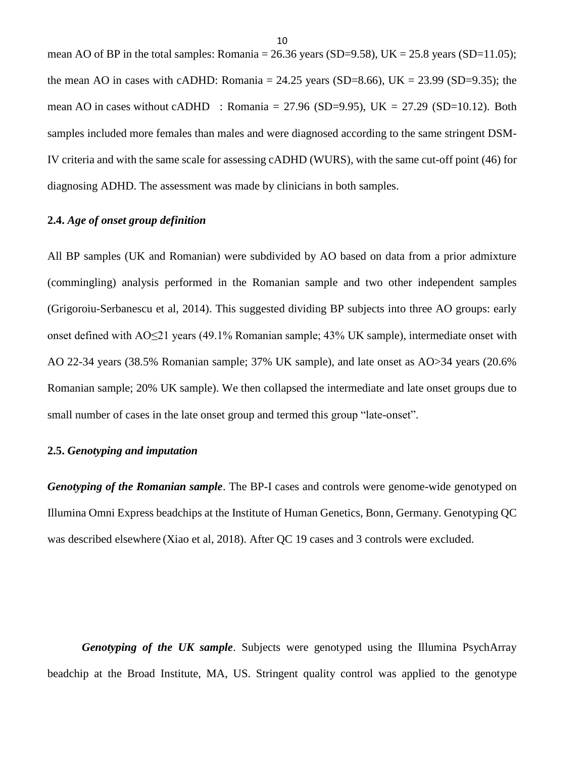mean AO of BP in the total samples: Romania = 26.36 years (SD=9.58), UK = 25.8 years (SD=11.05); the mean AO in cases with cADHD: Romania = 24.25 years (SD=8.66), UK = 23.99 (SD=9.35); the mean AO in cases without cADHD : Romania = 27.96 (SD=9.95), UK = 27.29 (SD=10.12). Both samples included more females than males and were diagnosed according to the same stringent DSM-IV criteria and with the same scale for assessing cADHD (WURS), with the same cut-off point (46) for diagnosing ADHD. The assessment was made by clinicians in both samples.

### 2.4. *Age of onset group definition*

All BP samples (UK and Romanian) were subdivided by AO based on data from a prior admixture (commingling) analysis performed in the Romanian sample and two other independent samples (Grigoroiu-Serbanescu et al, 2014). This suggested dividing BP subjects into three AO groups: early onset defined with AO≤21 years (49.1% Romanian sample; 43% UK sample), intermediate onset with AO 22-34 years (38.5% Romanian sample; 37% UK sample), and late onset as AO>34 years (20.6% Romanian sample; 20% UK sample). We then collapsed the intermediate and late onset groups due to small number of cases in the late onset group and termed this group "late-onset".

### 2.5. *Genotyping and imputation*

***Genotyping of the Romanian sample***. The BP-I cases and controls were genome-wide genotyped on Illumina Omni Express beadchips at the Institute of Human Genetics, Bonn, Germany. Genotyping QC was described elsewhere (Xiao et al, 2018). After QC 19 cases and 3 controls were excluded.

***Genotyping of the UK sample***. Subjects were genotyped using the Illumina PsychArray beadchip at the Broad Institute, MA, US. Stringent quality control was applied to the genotype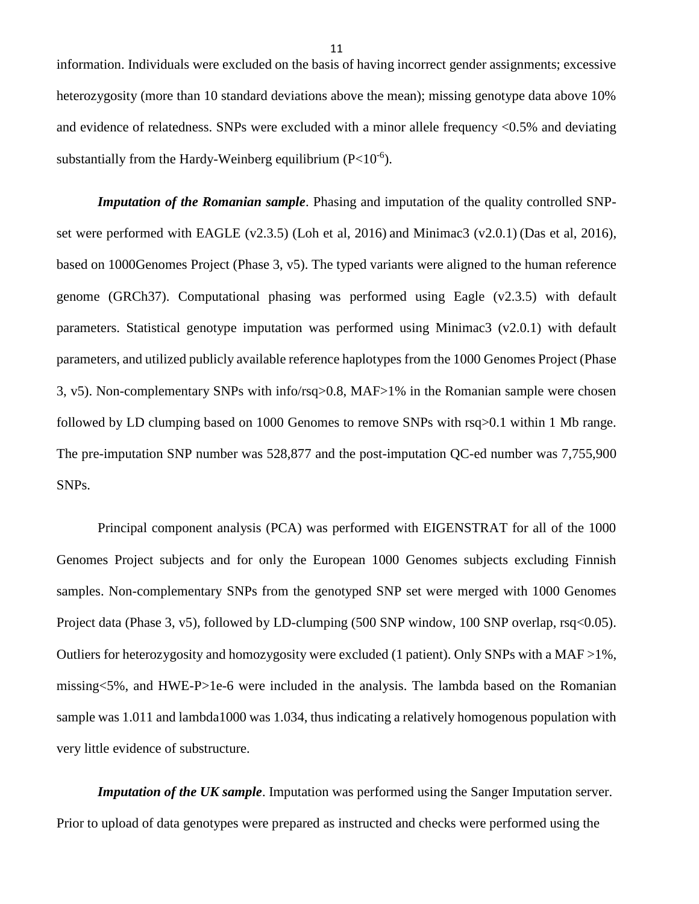information. Individuals were excluded on the basis of having incorrect gender assignments; excessive heterozygosity (more than 10 standard deviations above the mean); missing genotype data above 10% and evidence of relatedness. SNPs were excluded with a minor allele frequency <0.5% and deviating substantially from the Hardy-Weinberg equilibrium ($P<10^{-6}$).

***Imputation of the Romanian sample***. Phasing and imputation of the quality controlled SNP-set were performed with EAGLE (v2.3.5) (Loh et al, 2016) and Minimac3 (v2.0.1) (Das et al, 2016), based on 1000Genomes Project (Phase 3, v5). The typed variants were aligned to the human reference genome (GRCh37). Computational phasing was performed using Eagle (v2.3.5) with default parameters. Statistical genotype imputation was performed using Minimac3 (v2.0.1) with default parameters, and utilized publicly available reference haplotypes from the 1000 Genomes Project (Phase 3, v5). Non-complementary SNPs with info/rsq>0.8, MAF>1% in the Romanian sample were chosen followed by LD clumping based on 1000 Genomes to remove SNPs with rsq>0.1 within 1 Mb range. The pre-imputation SNP number was 528,877 and the post-imputation QC-ed number was 7,755,900 SNPs.

Principal component analysis (PCA) was performed with EIGENSTRAT for all of the 1000 Genomes Project subjects and for only the European 1000 Genomes subjects excluding Finnish samples. Non-complementary SNPs from the genotyped SNP set were merged with 1000 Genomes Project data (Phase 3, v5), followed by LD-clumping (500 SNP window, 100 SNP overlap, rsq<0.05). Outliers for heterozygosity and homozygosity were excluded (1 patient). Only SNPs with a MAF >1%, missing<5%, and HWE-P>1e-6 were included in the analysis. The lambda based on the Romanian sample was 1.011 and lambda1000 was 1.034, thus indicating a relatively homogenous population with very little evidence of substructure.

***Imputation of the UK sample***. Imputation was performed using the Sanger Imputation server. Prior to upload of data genotypes were prepared as instructed and checks were performed using the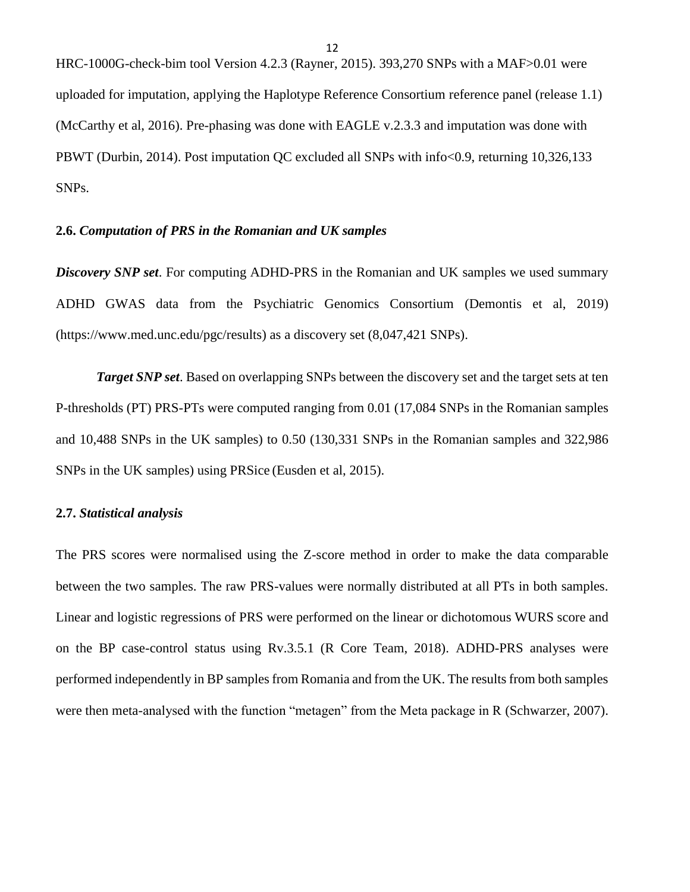HRC-1000G-check-bim tool Version 4.2.3 (Rayner, 2015). 393,270 SNPs with a MAF>0.01 were uploaded for imputation, applying the Haplotype Reference Consortium reference panel (release 1.1) (McCarthy et al, 2016). Pre-phasing was done with EAGLE v.2.3.3 and imputation was done with PBWT (Durbin, 2014). Post imputation QC excluded all SNPs with info<0.9, returning 10,326,133 SNPs.

### 2.6. *Computation of PRS in the Romanian and UK samples*

***Discovery SNP set***. For computing ADHD-PRS in the Romanian and UK samples we used summary ADHD GWAS data from the Psychiatric Genomics Consortium (Demontis et al, 2019) (https://www.med.unc.edu/pgc/results) as a discovery set (8,047,421 SNPs).

***Target SNP set***. Based on overlapping SNPs between the discovery set and the target sets at ten P-thresholds (PT) PRS-PTs were computed ranging from 0.01 (17,084 SNPs in the Romanian samples and 10,488 SNPs in the UK samples) to 0.50 (130,331 SNPs in the Romanian samples and 322,986 SNPs in the UK samples) using PRSice (Eusden et al, 2015).

### 2.7. *Statistical analysis*

The PRS scores were normalised using the Z-score method in order to make the data comparable between the two samples. The raw PRS-values were normally distributed at all PTs in both samples. Linear and logistic regressions of PRS were performed on the linear or dichotomous WURS score and on the BP case-control status using Rv.3.5.1 (R Core Team, 2018). ADHD-PRS analyses were performed independently in BP samples from Romania and from the UK. The results from both samples were then meta-analysed with the function "metagen" from the Meta package in R (Schwarzer, 2007).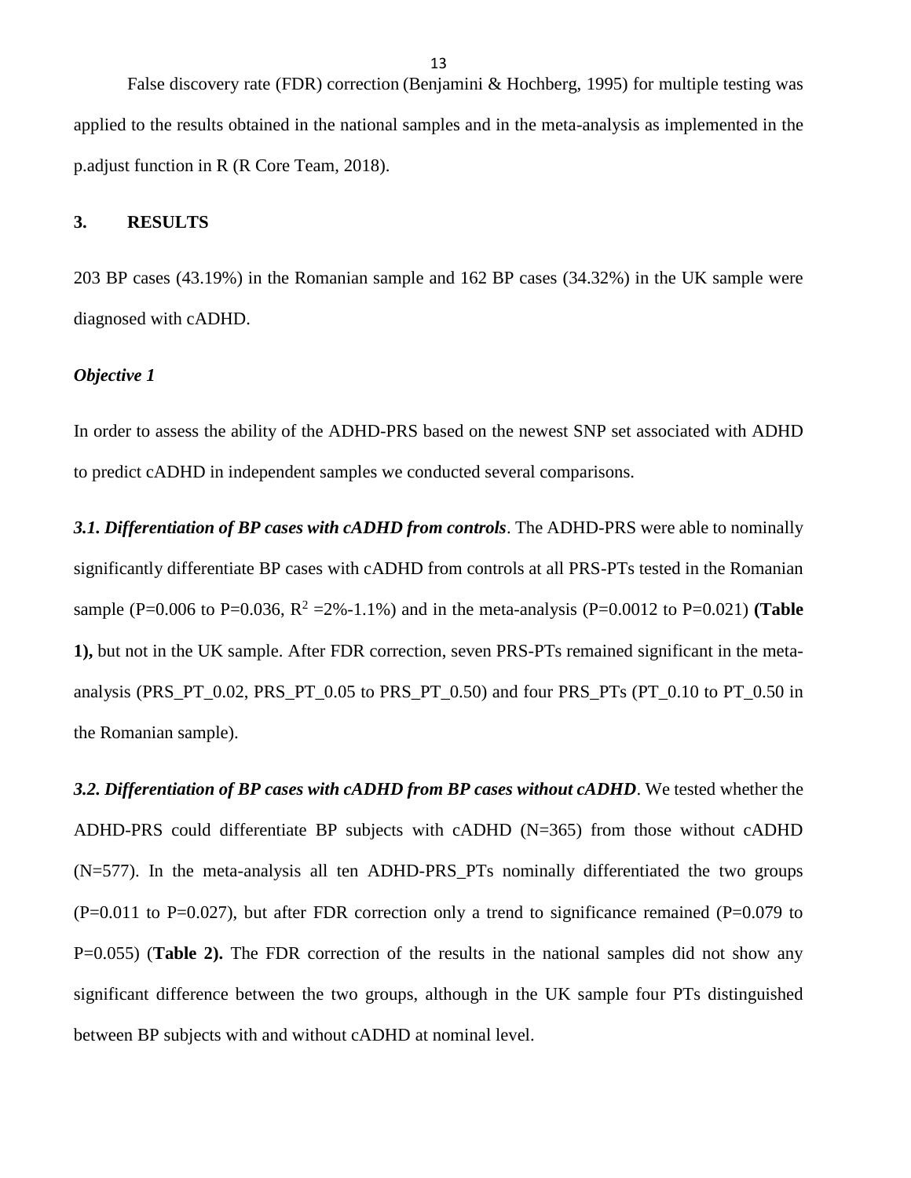False discovery rate (FDR) correction (Benjamini & Hochberg, 1995) for multiple testing was applied to the results obtained in the national samples and in the meta-analysis as implemented in the p.adjust function in R (R Core Team, 2018).

## 3. RESULTS

203 BP cases (43.19%) in the Romanian sample and 162 BP cases (34.32%) in the UK sample were diagnosed with cADHD.

### *Objective 1*

In order to assess the ability of the ADHD-PRS based on the newest SNP set associated with ADHD to predict cADHD in independent samples we conducted several comparisons.

***3.1. Differentiation of BP cases with cADHD from controls***. The ADHD-PRS were able to nominally significantly differentiate BP cases with cADHD from controls at all PRS-PTs tested in the Romanian sample (P=0.006 to P=0.036, $R^2$ =2%-1.1%) and in the meta-analysis (P=0.0012 to P=0.021) **(Table 1),** but not in the UK sample. After FDR correction, seven PRS-PTs remained significant in the meta-analysis (PRS_PT_0.02, PRS_PT_0.05 to PRS_PT_0.50) and four PRS_PTs (PT_0.10 to PT_0.50 in the Romanian sample).

***3.2. Differentiation of BP cases with cADHD from BP cases without cADHD***. We tested whether the ADHD-PRS could differentiate BP subjects with cADHD (N=365) from those without cADHD (N=577). In the meta-analysis all ten ADHD-PRS_PTs nominally differentiated the two groups (P=0.011 to P=0.027), but after FDR correction only a trend to significance remained (P=0.079 to P=0.055) (**Table 2).** The FDR correction of the results in the national samples did not show any significant difference between the two groups, although in the UK sample four PTs distinguished between BP subjects with and without cADHD at nominal level.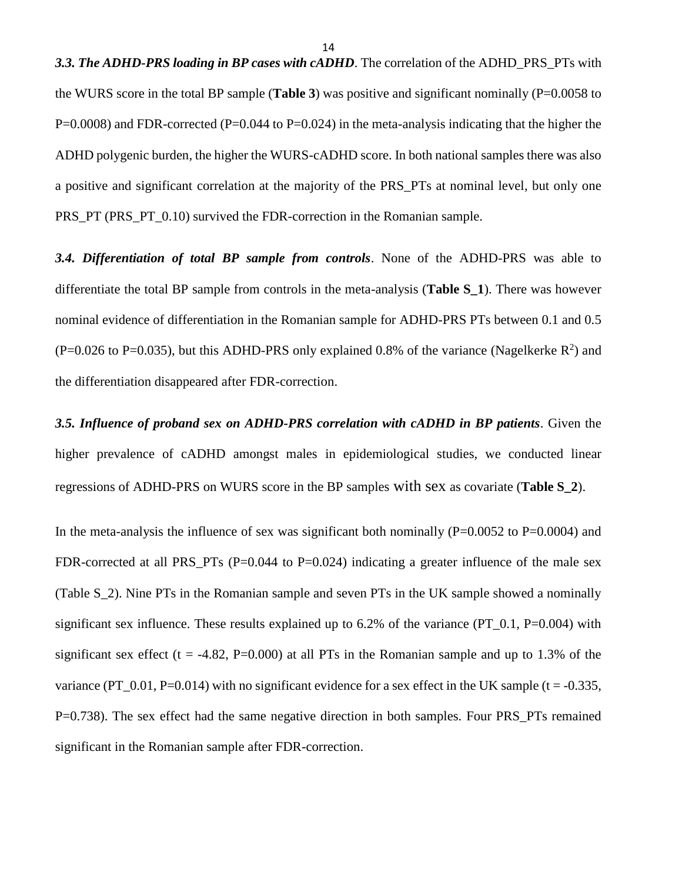***3.3. The ADHD-PRS loading in BP cases with cADHD***. The correlation of the ADHD_PRS_PTs with the WURS score in the total BP sample (**Table 3**) was positive and significant nominally (P=0.0058 to P=0.0008) and FDR-corrected (P=0.044 to P=0.024) in the meta-analysis indicating that the higher the ADHD polygenic burden, the higher the WURS-cADHD score. In both national samples there was also a positive and significant correlation at the majority of the PRS_PTs at nominal level, but only one PRS_PT (PRS_PT_0.10) survived the FDR-correction in the Romanian sample.

***3.4. Differentiation of total BP sample from controls***. None of the ADHD-PRS was able to differentiate the total BP sample from controls in the meta-analysis (**Table S_1**). There was however nominal evidence of differentiation in the Romanian sample for ADHD-PRS PTs between 0.1 and 0.5 (P=0.026 to P=0.035), but this ADHD-PRS only explained 0.8% of the variance (Nagelkerke $R^2$) and the differentiation disappeared after FDR-correction.

***3.5. Influence of proband sex on ADHD-PRS correlation with cADHD in BP patients***. Given the higher prevalence of cADHD amongst males in epidemiological studies, we conducted linear regressions of ADHD-PRS on WURS score in the BP samples with sex as covariate (**Table S_2**).

In the meta-analysis the influence of sex was significant both nominally (P=0.0052 to P=0.0004) and FDR-corrected at all PRS_PTs (P=0.044 to P=0.024) indicating a greater influence of the male sex (Table S_2). Nine PTs in the Romanian sample and seven PTs in the UK sample showed a nominally significant sex influence. These results explained up to 6.2% of the variance (PT_0.1, P=0.004) with significant sex effect (t = -4.82, P=0.000) at all PTs in the Romanian sample and up to 1.3% of the variance (PT_0.01, P=0.014) with no significant evidence for a sex effect in the UK sample (t = -0.335, P=0.738). The sex effect had the same negative direction in both samples. Four PRS_PTs remained significant in the Romanian sample after FDR-correction.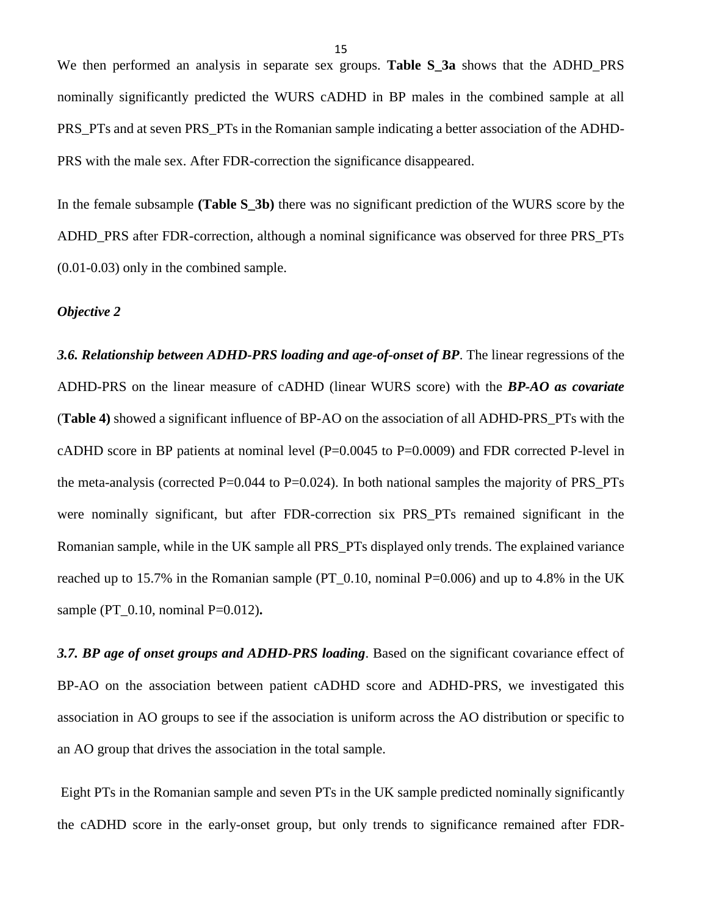We then performed an analysis in separate sex groups. **Table S_3a** shows that the ADHD_PRS nominally significantly predicted the WURS cADHD in BP males in the combined sample at all PRS_PTs and at seven PRS_PTs in the Romanian sample indicating a better association of the ADHD-PRS with the male sex. After FDR-correction the significance disappeared.

In the female subsample **(Table S_3b)** there was no significant prediction of the WURS score by the ADHD_PRS after FDR-correction, although a nominal significance was observed for three PRS_PTs (0.01-0.03) only in the combined sample.

### *Objective 2*

***3.6. Relationship between ADHD-PRS loading and age-of-onset of BP***. The linear regressions of the ADHD-PRS on the linear measure of cADHD (linear WURS score) with the ***BP-AO as covariate*** (**Table 4)** showed a significant influence of BP-AO on the association of all ADHD-PRS_PTs with the cADHD score in BP patients at nominal level (P=0.0045 to P=0.0009) and FDR corrected P-level in the meta-analysis (corrected P=0.044 to P=0.024). In both national samples the majority of PRS_PTs were nominally significant, but after FDR-correction six PRS_PTs remained significant in the Romanian sample, while in the UK sample all PRS_PTs displayed only trends. The explained variance reached up to 15.7% in the Romanian sample (PT_0.10, nominal P=0.006) and up to 4.8% in the UK sample (PT_0.10, nominal P=0.012)**.**

***3.7. BP age of onset groups and ADHD-PRS loading***. Based on the significant covariance effect of BP-AO on the association between patient cADHD score and ADHD-PRS, we investigated this association in AO groups to see if the association is uniform across the AO distribution or specific to an AO group that drives the association in the total sample.

Eight PTs in the Romanian sample and seven PTs in the UK sample predicted nominally significantly the cADHD score in the early-onset group, but only trends to significance remained after FDR-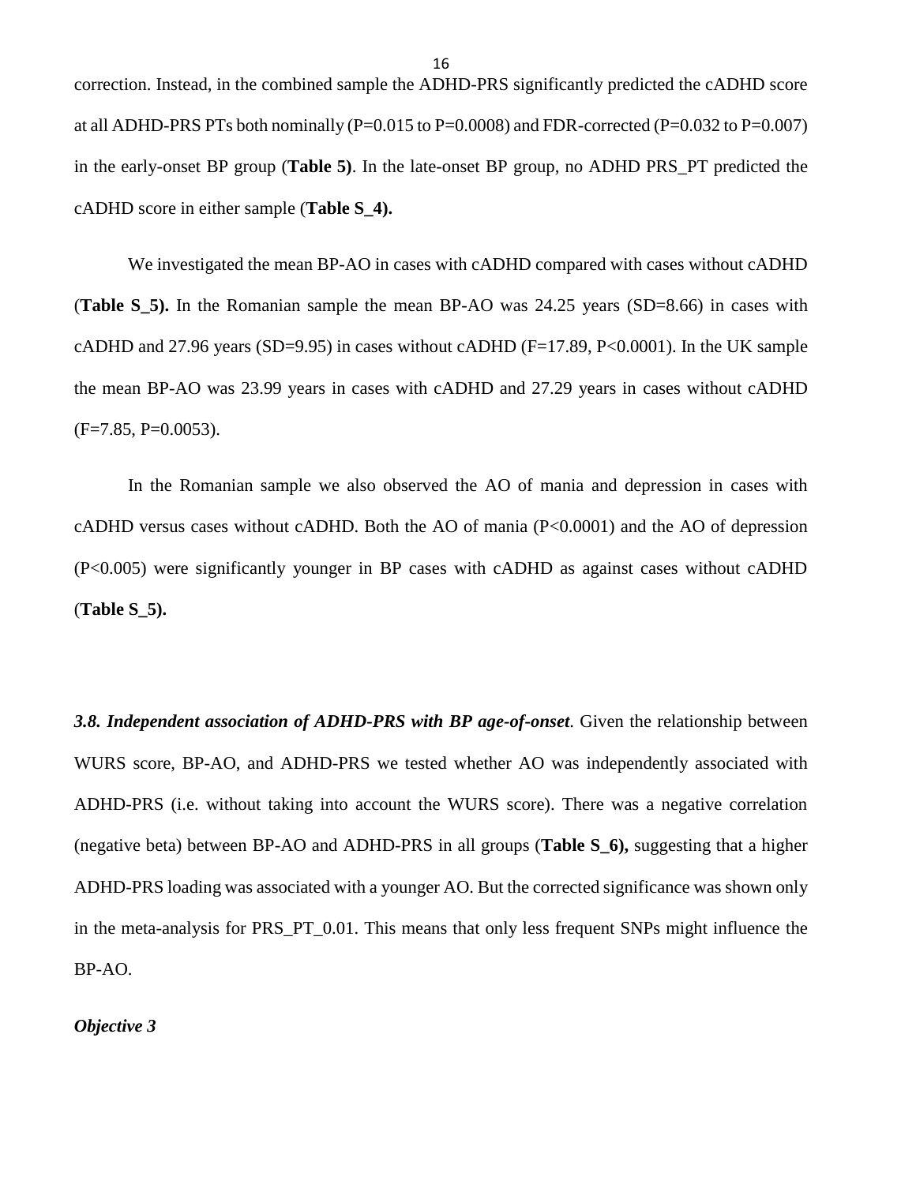correction. Instead, in the combined sample the ADHD-PRS significantly predicted the cADHD score at all ADHD-PRS PTs both nominally ($P=0.015$ to $P=0.0008$) and FDR-corrected ($P=0.032$ to $P=0.007$) in the early-onset BP group (**Table 5)**. In the late-onset BP group, no ADHD PRS_PT predicted the cADHD score in either sample (**Table S_4).**

We investigated the mean BP-AO in cases with cADHD compared with cases without cADHD (**Table S_5).** In the Romanian sample the mean BP-AO was 24.25 years (SD=8.66) in cases with cADHD and 27.96 years (SD=9.95) in cases without cADHD ($F=17.89$, $P<0.0001$). In the UK sample the mean BP-AO was 23.99 years in cases with cADHD and 27.29 years in cases without cADHD ($F=7.85$, $P=0.0053$).

In the Romanian sample we also observed the AO of mania and depression in cases with cADHD versus cases without cADHD. Both the AO of mania ($P<0.0001$) and the AO of depression ($P<0.005$) were significantly younger in BP cases with cADHD as against cases without cADHD (**Table S_5).**

***3.8. Independent association of ADHD-PRS with BP age-of-onset***. Given the relationship between WURS score, BP-AO, and ADHD-PRS we tested whether AO was independently associated with ADHD-PRS (i.e. without taking into account the WURS score). There was a negative correlation (negative beta) between BP-AO and ADHD-PRS in all groups (**Table S_6),** suggesting that a higher ADHD-PRS loading was associated with a younger AO. But the corrected significance was shown only in the meta-analysis for PRS_PT_0.01. This means that only less frequent SNPs might influence the BP-AO.

***Objective 3***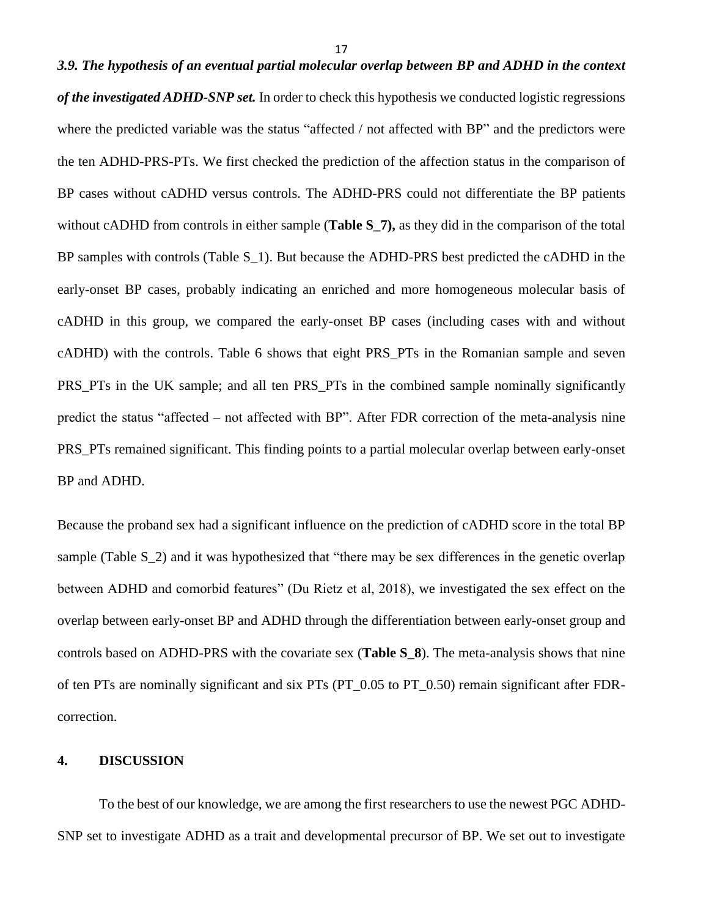***3.9. The hypothesis of an eventual partial molecular overlap between BP and ADHD in the context of the investigated ADHD-SNP set.*** In order to check this hypothesis we conducted logistic regressions where the predicted variable was the status "affected / not affected with BP" and the predictors were the ten ADHD-PRS-PTs. We first checked the prediction of the affection status in the comparison of BP cases without cADHD versus controls. The ADHD-PRS could not differentiate the BP patients without cADHD from controls in either sample (**Table S_7),** as they did in the comparison of the total BP samples with controls (Table S_1). But because the ADHD-PRS best predicted the cADHD in the early-onset BP cases, probably indicating an enriched and more homogeneous molecular basis of cADHD in this group, we compared the early-onset BP cases (including cases with and without cADHD) with the controls. Table 6 shows that eight PRS_PTs in the Romanian sample and seven PRS_PTs in the UK sample; and all ten PRS_PTs in the combined sample nominally significantly predict the status "affected – not affected with BP". After FDR correction of the meta-analysis nine PRS_PTs remained significant. This finding points to a partial molecular overlap between early-onset BP and ADHD.

Because the proband sex had a significant influence on the prediction of cADHD score in the total BP sample (Table S_2) and it was hypothesized that "there may be sex differences in the genetic overlap between ADHD and comorbid features" (Du Rietz et al, 2018), we investigated the sex effect on the overlap between early-onset BP and ADHD through the differentiation between early-onset group and controls based on ADHD-PRS with the covariate sex (**Table S_8**). The meta-analysis shows that nine of ten PTs are nominally significant and six PTs (PT_0.05 to PT_0.50) remain significant after FDR-correction.

## 4. DISCUSSION

To the best of our knowledge, we are among the first researchers to use the newest PGC ADHD-SNP set to investigate ADHD as a trait and developmental precursor of BP. We set out to investigate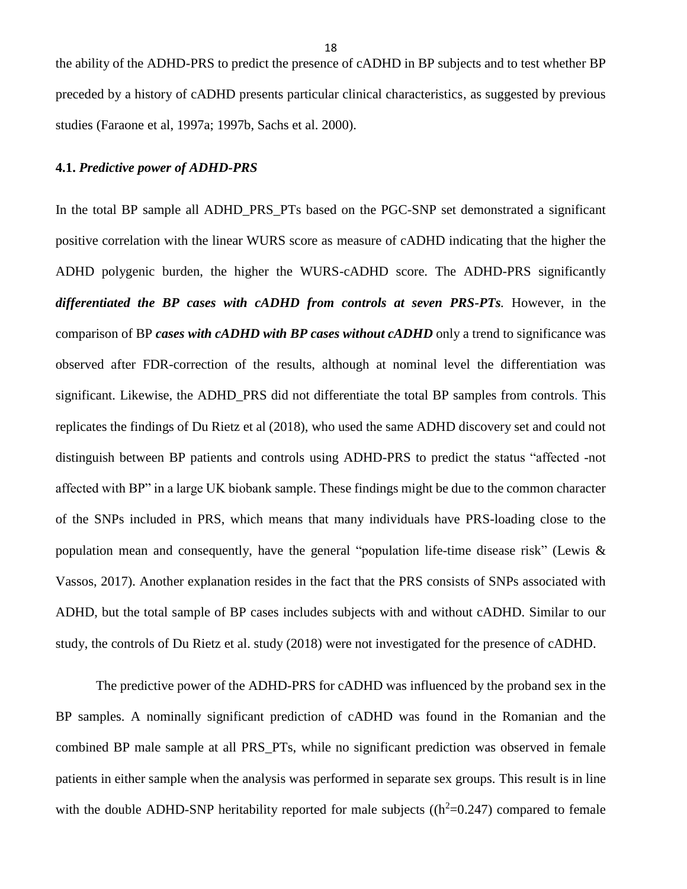the ability of the ADHD-PRS to predict the presence of cADHD in BP subjects and to test whether BP preceded by a history of cADHD presents particular clinical characteristics, as suggested by previous studies (Faraone et al, 1997a; 1997b, Sachs et al. 2000).

**4.1.** ***Predictive power of ADHD-PRS***

In the total BP sample all ADHD_PRS_PTs based on the PGC-SNP set demonstrated a significant positive correlation with the linear WURS score as measure of cADHD indicating that the higher the ADHD polygenic burden, the higher the WURS-cADHD score. The ADHD-PRS significantly ***differentiated the BP cases with cADHD from controls at seven PRS-PTs***. However, in the comparison of BP ***cases with cADHD with BP cases without cADHD*** only a trend to significance was observed after FDR-correction of the results, although at nominal level the differentiation was significant. Likewise, the ADHD_PRS did not differentiate the total BP samples from controls. This replicates the findings of Du Rietz et al (2018), who used the same ADHD discovery set and could not distinguish between BP patients and controls using ADHD-PRS to predict the status "affected -not affected with BP" in a large UK biobank sample. These findings might be due to the common character of the SNPs included in PRS, which means that many individuals have PRS-loading close to the population mean and consequently, have the general "population life-time disease risk" (Lewis & Vassos, 2017). Another explanation resides in the fact that the PRS consists of SNPs associated with ADHD, but the total sample of BP cases includes subjects with and without cADHD. Similar to our study, the controls of Du Rietz et al. study (2018) were not investigated for the presence of cADHD.

The predictive power of the ADHD-PRS for cADHD was influenced by the proband sex in the BP samples. A nominally significant prediction of cADHD was found in the Romanian and the combined BP male sample at all PRS_PTs, while no significant prediction was observed in female patients in either sample when the analysis was performed in separate sex groups. This result is in line with the double ADHD-SNP heritability reported for male subjects (($h^2$=0.247) compared to female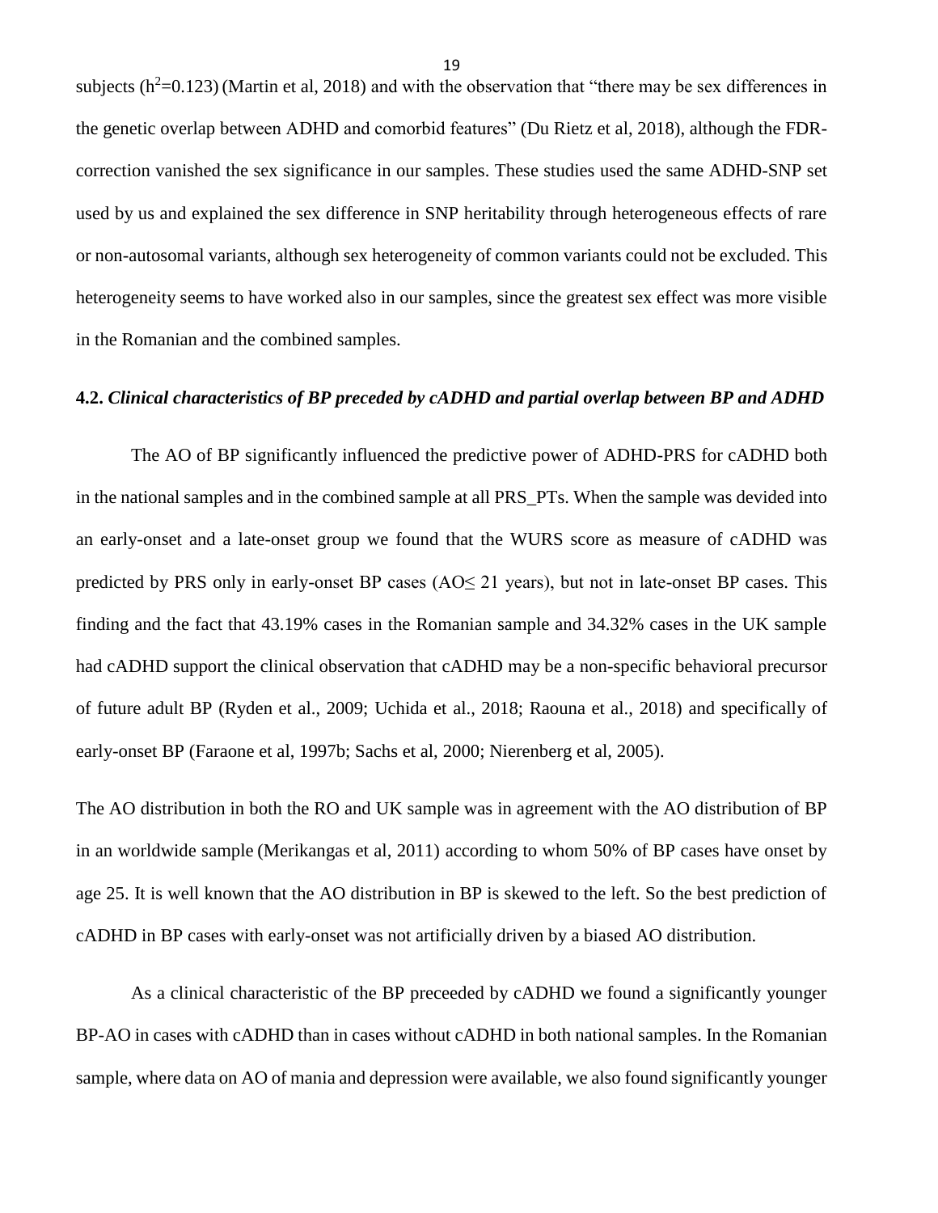subjects ($h^2$=0.123) (Martin et al, 2018) and with the observation that "there may be sex differences in the genetic overlap between ADHD and comorbid features" (Du Rietz et al, 2018), although the FDR-correction vanished the sex significance in our samples. These studies used the same ADHD-SNP set used by us and explained the sex difference in SNP heritability through heterogeneous effects of rare or non-autosomal variants, although sex heterogeneity of common variants could not be excluded. This heterogeneity seems to have worked also in our samples, since the greatest sex effect was more visible in the Romanian and the combined samples.

### 4.2. *Clinical characteristics of BP preceded by cADHD and partial overlap between BP and ADHD*

The AO of BP significantly influenced the predictive power of ADHD-PRS for cADHD both in the national samples and in the combined sample at all PRS_PTs. When the sample was devided into an early-onset and a late-onset group we found that the WURS score as measure of cADHD was predicted by PRS only in early-onset BP cases (AO$\leq$ 21 years), but not in late-onset BP cases. This finding and the fact that 43.19% cases in the Romanian sample and 34.32% cases in the UK sample had cADHD support the clinical observation that cADHD may be a non-specific behavioral precursor of future adult BP (Ryden et al., 2009; Uchida et al., 2018; Raouna et al., 2018) and specifically of early-onset BP (Faraone et al, 1997b; Sachs et al, 2000; Nierenberg et al, 2005).

The AO distribution in both the RO and UK sample was in agreement with the AO distribution of BP in an worldwide sample (Merikangas et al, 2011) according to whom 50% of BP cases have onset by age 25. It is well known that the AO distribution in BP is skewed to the left. So the best prediction of cADHD in BP cases with early-onset was not artificially driven by a biased AO distribution.

As a clinical characteristic of the BP preceeded by cADHD we found a significantly younger BP-AO in cases with cADHD than in cases without cADHD in both national samples. In the Romanian sample, where data on AO of mania and depression were available, we also found significantly younger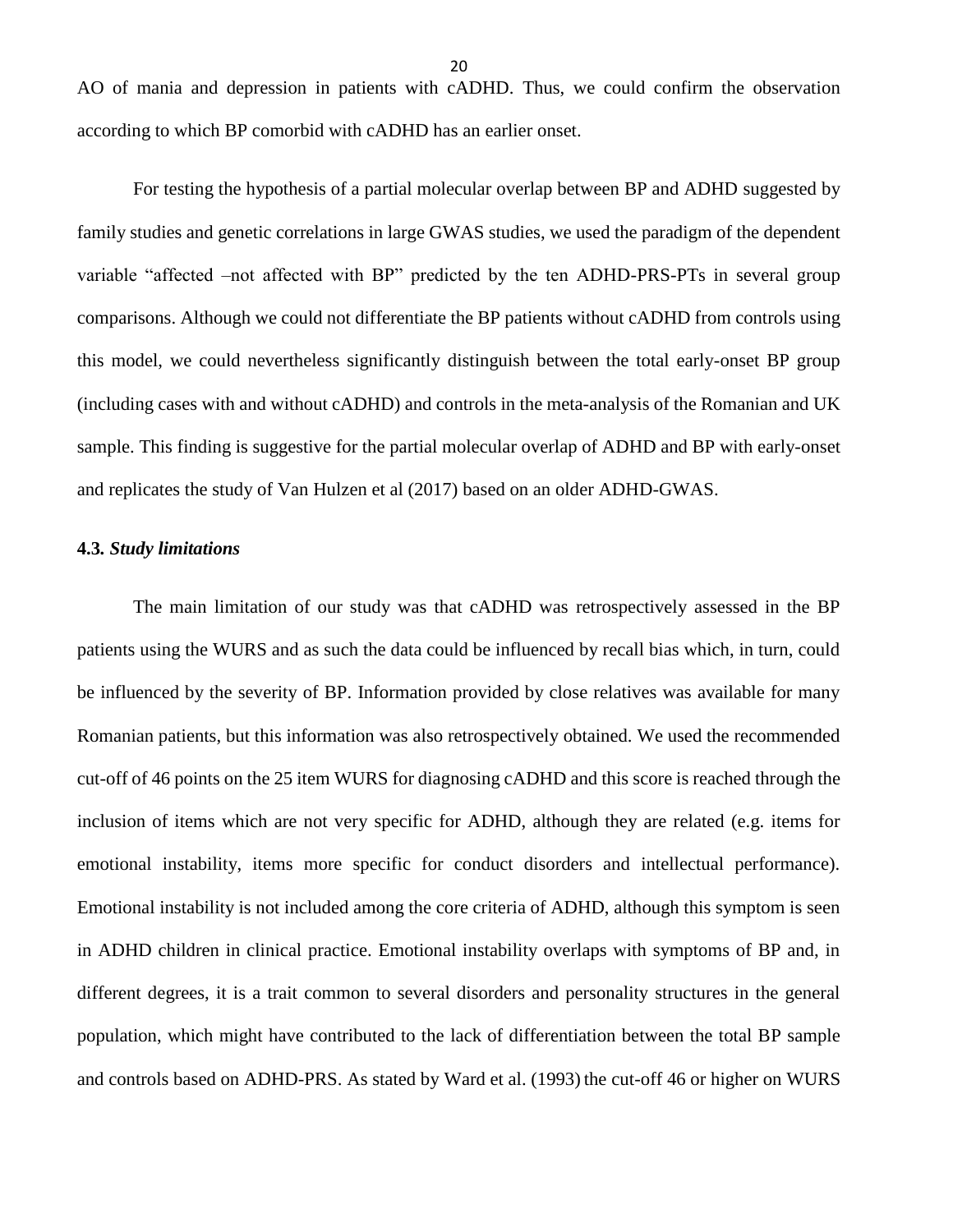AO of mania and depression in patients with cADHD. Thus, we could confirm the observation according to which BP comorbid with cADHD has an earlier onset.

For testing the hypothesis of a partial molecular overlap between BP and ADHD suggested by family studies and genetic correlations in large GWAS studies, we used the paradigm of the dependent variable "affected –not affected with BP" predicted by the ten ADHD-PRS-PTs in several group comparisons. Although we could not differentiate the BP patients without cADHD from controls using this model, we could nevertheless significantly distinguish between the total early-onset BP group (including cases with and without cADHD) and controls in the meta-analysis of the Romanian and UK sample. This finding is suggestive for the partial molecular overlap of ADHD and BP with early-onset and replicates the study of Van Hulzen et al (2017) based on an older ADHD-GWAS.

### 4.3. *Study limitations*

The main limitation of our study was that cADHD was retrospectively assessed in the BP patients using the WURS and as such the data could be influenced by recall bias which, in turn, could be influenced by the severity of BP. Information provided by close relatives was available for many Romanian patients, but this information was also retrospectively obtained. We used the recommended cut-off of 46 points on the 25 item WURS for diagnosing cADHD and this score is reached through the inclusion of items which are not very specific for ADHD, although they are related (e.g. items for emotional instability, items more specific for conduct disorders and intellectual performance). Emotional instability is not included among the core criteria of ADHD, although this symptom is seen in ADHD children in clinical practice. Emotional instability overlaps with symptoms of BP and, in different degrees, it is a trait common to several disorders and personality structures in the general population, which might have contributed to the lack of differentiation between the total BP sample and controls based on ADHD-PRS. As stated by Ward et al. (1993) the cut-off 46 or higher on WURS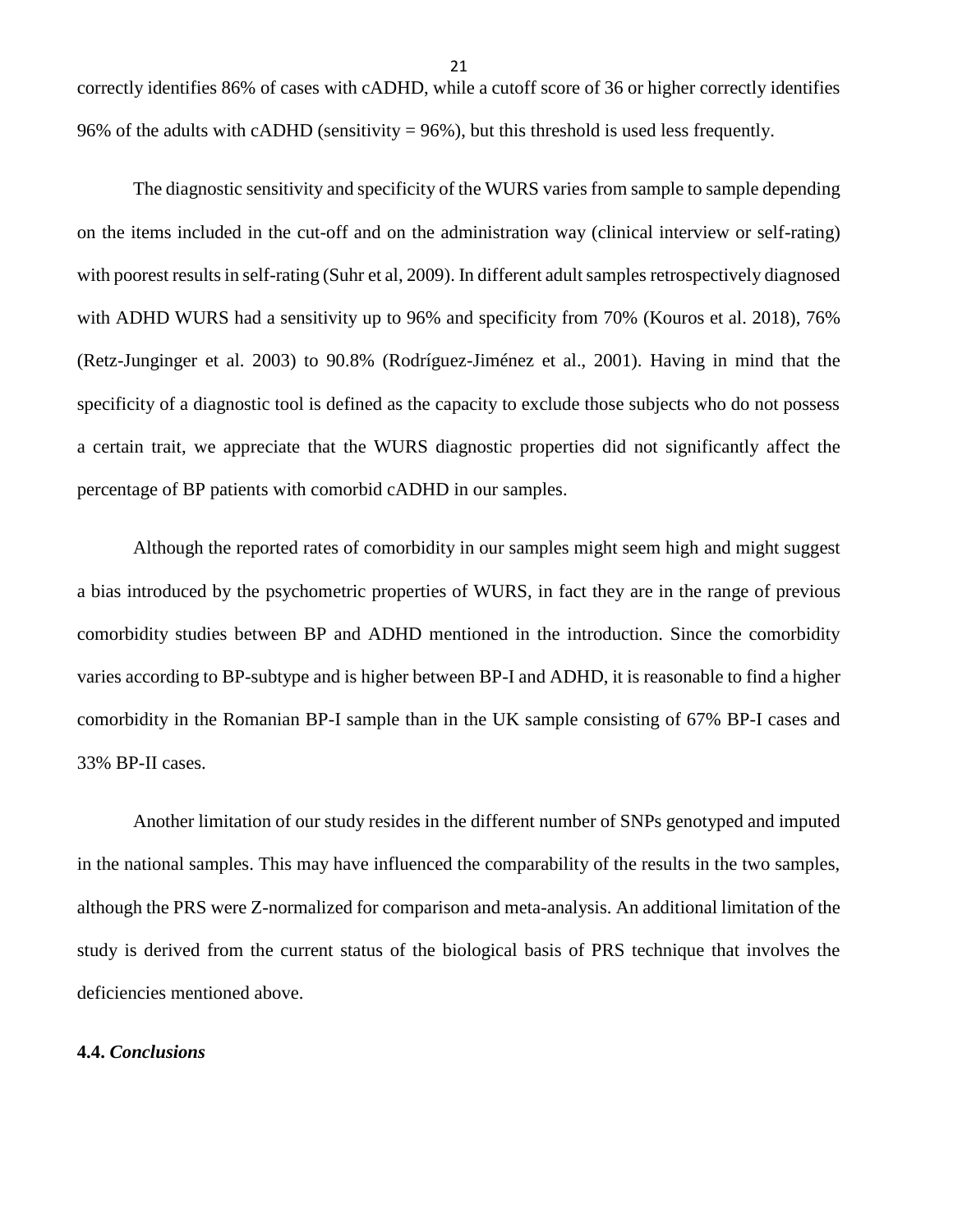correctly identifies 86% of cases with cADHD, while a cutoff score of 36 or higher correctly identifies 96% of the adults with cADHD (sensitivity = 96%), but this threshold is used less frequently.

The diagnostic sensitivity and specificity of the WURS varies from sample to sample depending on the items included in the cut-off and on the administration way (clinical interview or self-rating) with poorest results in self-rating (Suhr et al, 2009). In different adult samples retrospectively diagnosed with ADHD WURS had a sensitivity up to 96% and specificity from 70% (Kouros et al. 2018), 76% (Retz-Junginger et al. 2003) to 90.8% (Rodríguez-Jiménez et al., 2001). Having in mind that the specificity of a diagnostic tool is defined as the capacity to exclude those subjects who do not possess a certain trait, we appreciate that the WURS diagnostic properties did not significantly affect the percentage of BP patients with comorbid cADHD in our samples.

Although the reported rates of comorbidity in our samples might seem high and might suggest a bias introduced by the psychometric properties of WURS, in fact they are in the range of previous comorbidity studies between BP and ADHD mentioned in the introduction. Since the comorbidity varies according to BP-subtype and is higher between BP-I and ADHD, it is reasonable to find a higher comorbidity in the Romanian BP-I sample than in the UK sample consisting of 67% BP-I cases and 33% BP-II cases.

Another limitation of our study resides in the different number of SNPs genotyped and imputed in the national samples. This may have influenced the comparability of the results in the two samples, although the PRS were Z-normalized for comparison and meta-analysis. An additional limitation of the study is derived from the current status of the biological basis of PRS technique that involves the deficiencies mentioned above.

### 4.4. *Conclusions*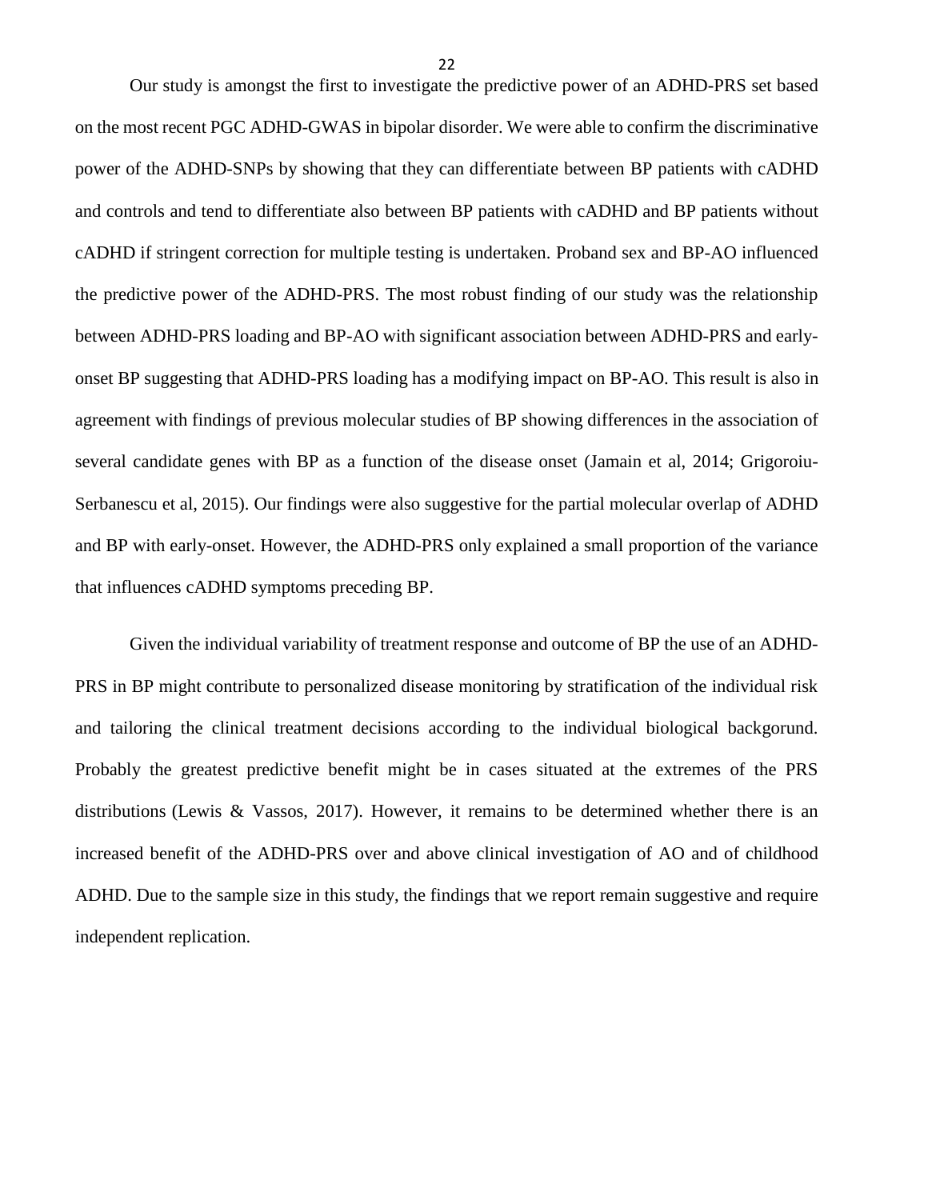Our study is amongst the first to investigate the predictive power of an ADHD-PRS set based on the most recent PGC ADHD-GWAS in bipolar disorder. We were able to confirm the discriminative power of the ADHD-SNPs by showing that they can differentiate between BP patients with cADHD and controls and tend to differentiate also between BP patients with cADHD and BP patients without cADHD if stringent correction for multiple testing is undertaken. Proband sex and BP-AO influenced the predictive power of the ADHD-PRS. The most robust finding of our study was the relationship between ADHD-PRS loading and BP-AO with significant association between ADHD-PRS and early-onset BP suggesting that ADHD-PRS loading has a modifying impact on BP-AO. This result is also in agreement with findings of previous molecular studies of BP showing differences in the association of several candidate genes with BP as a function of the disease onset (Jamain et al, 2014; Grigoroiu-Serbanescu et al, 2015). Our findings were also suggestive for the partial molecular overlap of ADHD and BP with early-onset. However, the ADHD-PRS only explained a small proportion of the variance that influences cADHD symptoms preceding BP.

Given the individual variability of treatment response and outcome of BP the use of an ADHD-PRS in BP might contribute to personalized disease monitoring by stratification of the individual risk and tailoring the clinical treatment decisions according to the individual biological backgorund. Probably the greatest predictive benefit might be in cases situated at the extremes of the PRS distributions (Lewis & Vassos, 2017). However, it remains to be determined whether there is an increased benefit of the ADHD-PRS over and above clinical investigation of AO and of childhood ADHD. Due to the sample size in this study, the findings that we report remain suggestive and require independent replication.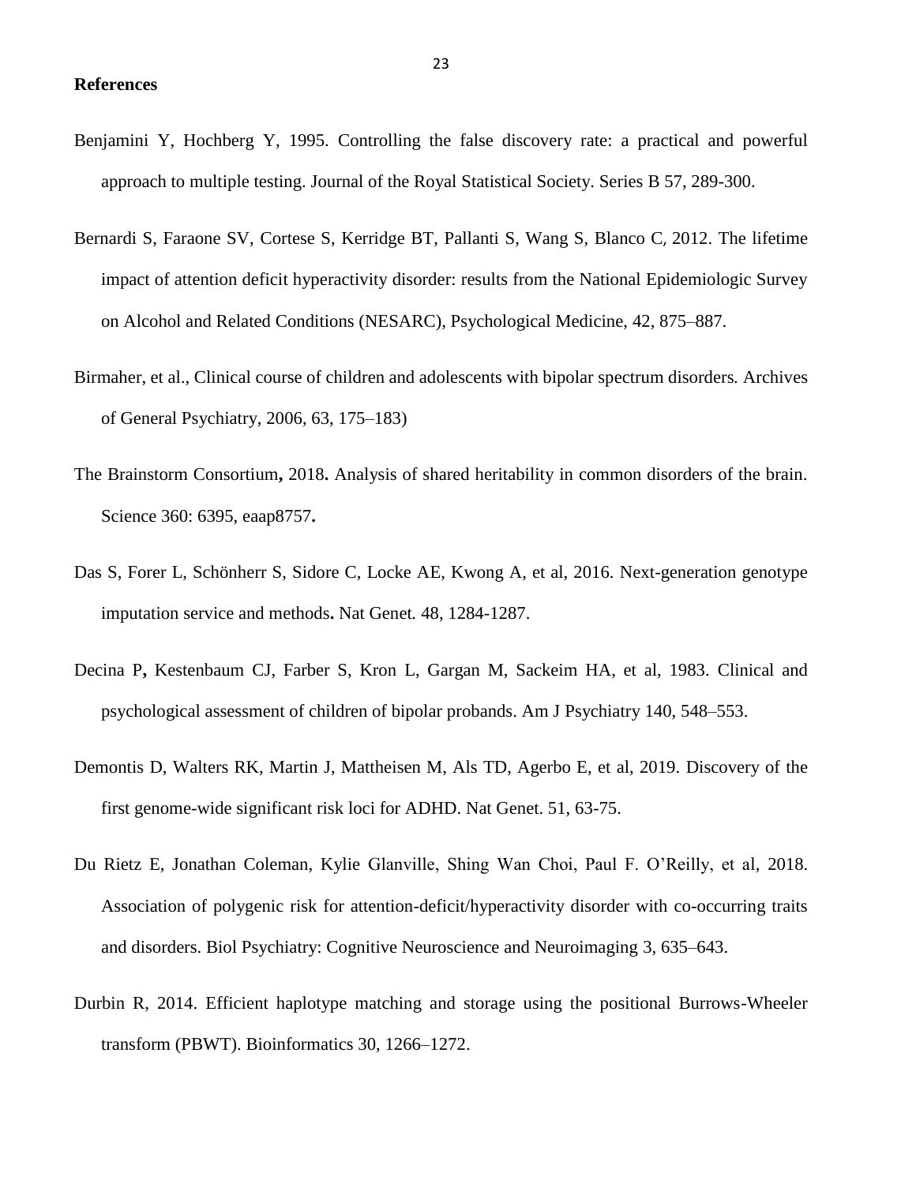**References**

Benjamini Y, Hochberg Y, 1995. Controlling the false discovery rate: a practical and powerful approach to multiple testing. Journal of the Royal Statistical Society. Series B 57, 289-300.

Bernardi S, Faraone SV, Cortese S, Kerridge BT, Pallanti S, Wang S, Blanco C, 2012. The lifetime impact of attention deficit hyperactivity disorder: results from the National Epidemiologic Survey on Alcohol and Related Conditions (NESARC), Psychological Medicine, 42, 875–887.

Birmaher, et al., Clinical course of children and adolescents with bipolar spectrum disorders. Archives of General Psychiatry, 2006, 63, 175–183)

The Brainstorm Consortium**,** 2018**.** Analysis of shared heritability in common disorders of the brain. Science 360: 6395, eaap8757**.**

Das S, Forer L, Schönherr S, Sidore C, Locke AE, Kwong A, et al, 2016. Next-generation genotype imputation service and methods**.** Nat Genet. 48, 1284-1287.

Decina P**,** Kestenbaum CJ, Farber S, Kron L, Gargan M, Sackeim HA, et al, 1983. Clinical and psychological assessment of children of bipolar probands. Am J Psychiatry 140, 548–553.

Demontis D, Walters RK, Martin J, Mattheisen M, Als TD, Agerbo E, et al, 2019. Discovery of the first genome-wide significant risk loci for ADHD. Nat Genet. 51, 63-75.

Du Rietz E, Jonathan Coleman, Kylie Glanville, Shing Wan Choi, Paul F. O'Reilly, et al, 2018. Association of polygenic risk for attention-deficit/hyperactivity disorder with co-occurring traits and disorders. Biol Psychiatry: Cognitive Neuroscience and Neuroimaging 3, 635–643.

Durbin R, 2014. Efficient haplotype matching and storage using the positional Burrows-Wheeler transform (PBWT). Bioinformatics 30, 1266–1272.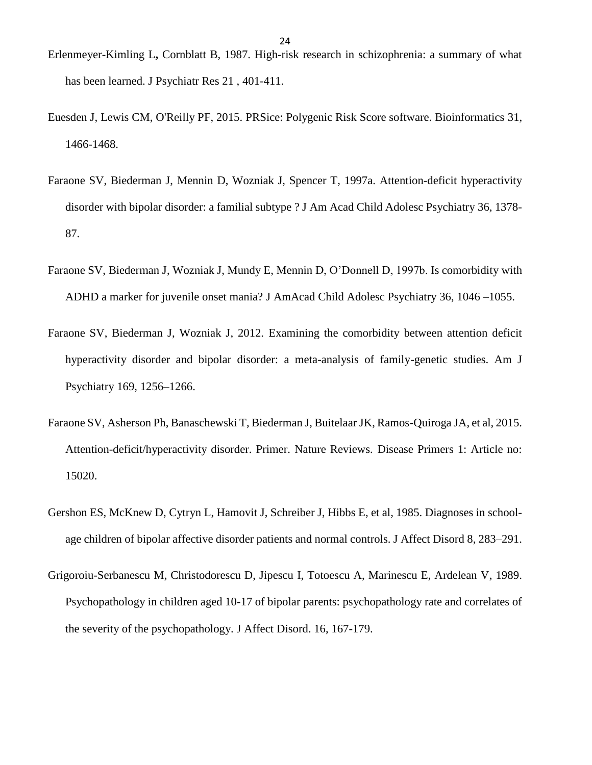Erlenmeyer-Kimling L**,** Cornblatt B, 1987. High-risk research in schizophrenia: a summary of what has been learned. J Psychiatr Res 21 , 401-411.

Euesden J, Lewis CM, O'Reilly PF, 2015. PRSice: Polygenic Risk Score software. Bioinformatics 31, 1466-1468.

Faraone SV, Biederman J, Mennin D, Wozniak J, Spencer T, 1997a. Attention-deficit hyperactivity disorder with bipolar disorder: a familial subtype ? J Am Acad Child Adolesc Psychiatry 36, 1378-87.

Faraone SV, Biederman J, Wozniak J, Mundy E, Mennin D, O'Donnell D, 1997b. Is comorbidity with ADHD a marker for juvenile onset mania? J AmAcad Child Adolesc Psychiatry 36, 1046 –1055.

Faraone SV, Biederman J, Wozniak J, 2012. Examining the comorbidity between attention deficit hyperactivity disorder and bipolar disorder: a meta-analysis of family-genetic studies. Am J Psychiatry 169, 1256–1266.

Faraone SV, Asherson Ph, Banaschewski T, Biederman J, Buitelaar JK, Ramos-Quiroga JA, et al, 2015. Attention-deficit/hyperactivity disorder. Primer. Nature Reviews. Disease Primers 1: Article no: 15020.

Gershon ES, McKnew D, Cytryn L, Hamovit J, Schreiber J, Hibbs E, et al, 1985. Diagnoses in school-age children of bipolar affective disorder patients and normal controls. J Affect Disord 8, 283–291.

Grigoroiu-Serbanescu M, Christodorescu D, Jipescu I, Totoescu A, Marinescu E, Ardelean V, 1989. Psychopathology in children aged 10-17 of bipolar parents: psychopathology rate and correlates of the severity of the psychopathology. J Affect Disord. 16, 167-179.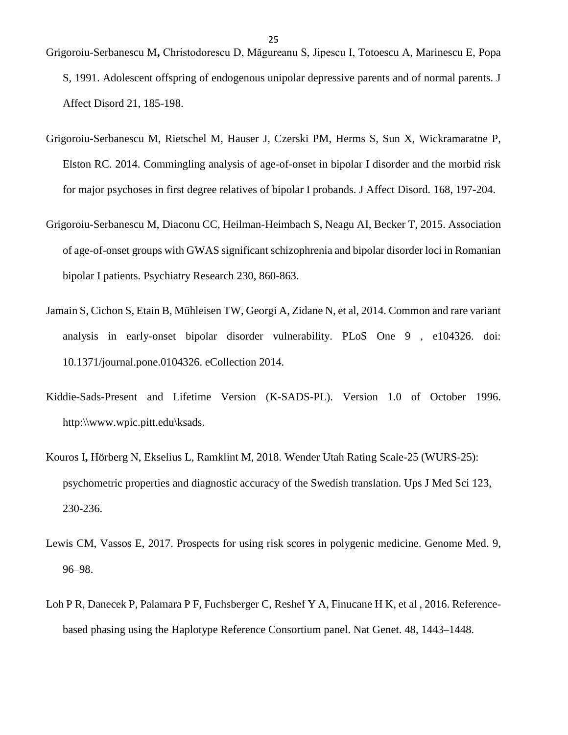Grigoroiu-Serbanescu M**,** Christodorescu D, Măgureanu S, Jipescu I, Totoescu A, Marinescu E, Popa S, 1991. Adolescent offspring of endogenous unipolar depressive parents and of normal parents. J Affect Disord 21, 185-198.

Grigoroiu-Serbanescu M, Rietschel M, Hauser J, Czerski PM, Herms S, Sun X, Wickramaratne P, Elston RC. 2014. Commingling analysis of age-of-onset in bipolar I disorder and the morbid risk for major psychoses in first degree relatives of bipolar I probands. J Affect Disord. 168, 197-204.

Grigoroiu-Serbanescu M, Diaconu CC, Heilman-Heimbach S, Neagu AI, Becker T, 2015. Association of age-of-onset groups with GWAS significant schizophrenia and bipolar disorder loci in Romanian bipolar I patients. Psychiatry Research 230, 860-863.

Jamain S, Cichon S, Etain B, Mühleisen TW, Georgi A, Zidane N, et al, 2014. Common and rare variant analysis in early-onset bipolar disorder vulnerability. PLoS One 9 , e104326. doi: 10.1371/journal.pone.0104326. eCollection 2014.

Kiddie-Sads-Present and Lifetime Version (K-SADS-PL). Version 1.0 of October 1996. http:\\www.wpic.pitt.edu\ksads.

Kouros I**,** Hörberg N, Ekselius L, Ramklint M, 2018. Wender Utah Rating Scale-25 (WURS-25): psychometric properties and diagnostic accuracy of the Swedish translation. Ups J Med Sci 123, 230-236.

Lewis CM, Vassos E, 2017. Prospects for using risk scores in polygenic medicine. Genome Med. 9, 96–98.

Loh P R, Danecek P, Palamara P F, Fuchsberger C, Reshef Y A, Finucane H K, et al , 2016. Reference-based phasing using the Haplotype Reference Consortium panel. Nat Genet. 48, 1443–1448.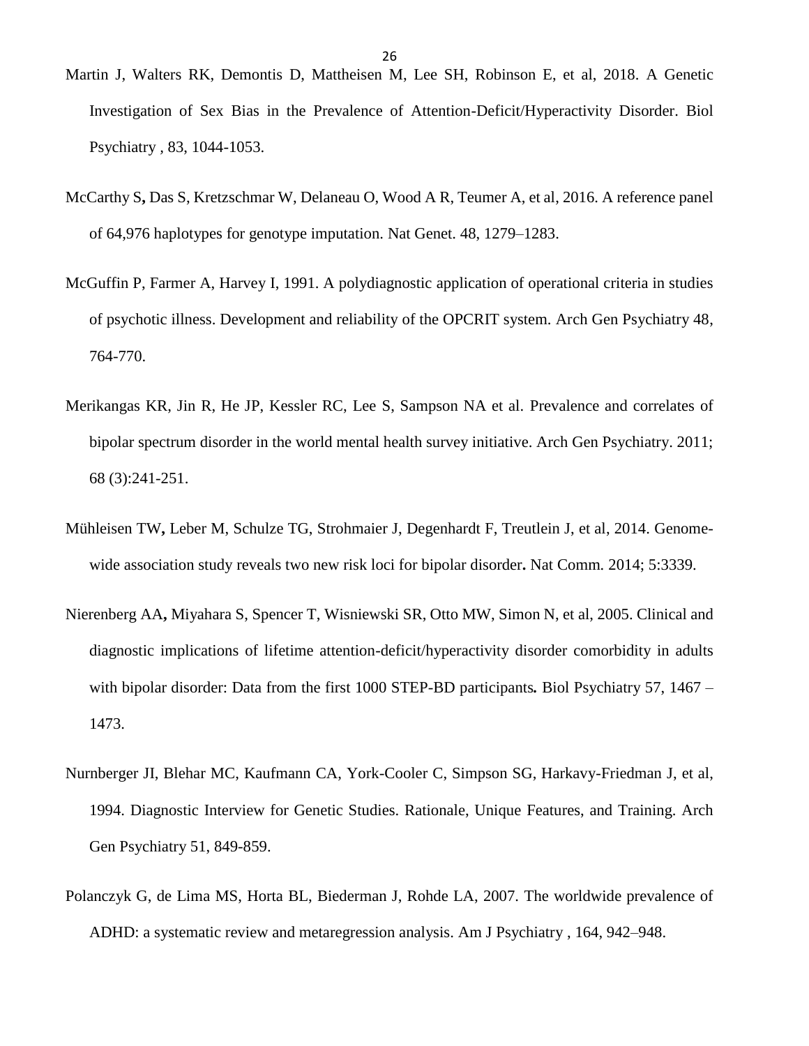Martin J, Walters RK, Demontis D, Mattheisen M, Lee SH, Robinson E, et al, 2018. A Genetic Investigation of Sex Bias in the Prevalence of Attention-Deficit/Hyperactivity Disorder. Biol Psychiatry , 83, 1044-1053.

McCarthy S**,** Das S, Kretzschmar W, Delaneau O, Wood A R, Teumer A, et al, 2016. A reference panel of 64,976 haplotypes for genotype imputation. Nat Genet. 48, 1279–1283.

McGuffin P, Farmer A, Harvey I, 1991. A polydiagnostic application of operational criteria in studies of psychotic illness. Development and reliability of the OPCRIT system. Arch Gen Psychiatry 48, 764-770.

Merikangas KR, Jin R, He JP, Kessler RC, Lee S, Sampson NA et al. Prevalence and correlates of bipolar spectrum disorder in the world mental health survey initiative. Arch Gen Psychiatry. 2011; 68 (3):241-251.

Mühleisen TW**,** Leber M, Schulze TG, Strohmaier J, Degenhardt F, Treutlein J, et al, 2014. Genome-wide association study reveals two new risk loci for bipolar disorder**.** Nat Comm. 2014; 5:3339.

Nierenberg AA**,** Miyahara S, Spencer T, Wisniewski SR, Otto MW, Simon N, et al, 2005. Clinical and diagnostic implications of lifetime attention-deficit/hyperactivity disorder comorbidity in adults with bipolar disorder: Data from the first 1000 STEP-BD participants**.** Biol Psychiatry 57, 1467 – 1473.

Nurnberger JI, Blehar MC, Kaufmann CA, York-Cooler C, Simpson SG, Harkavy-Friedman J, et al, 1994. Diagnostic Interview for Genetic Studies. Rationale, Unique Features, and Training. Arch Gen Psychiatry 51, 849-859.

Polanczyk G, de Lima MS, Horta BL, Biederman J, Rohde LA, 2007. The worldwide prevalence of ADHD: a systematic review and metaregression analysis. Am J Psychiatry , 164, 942–948.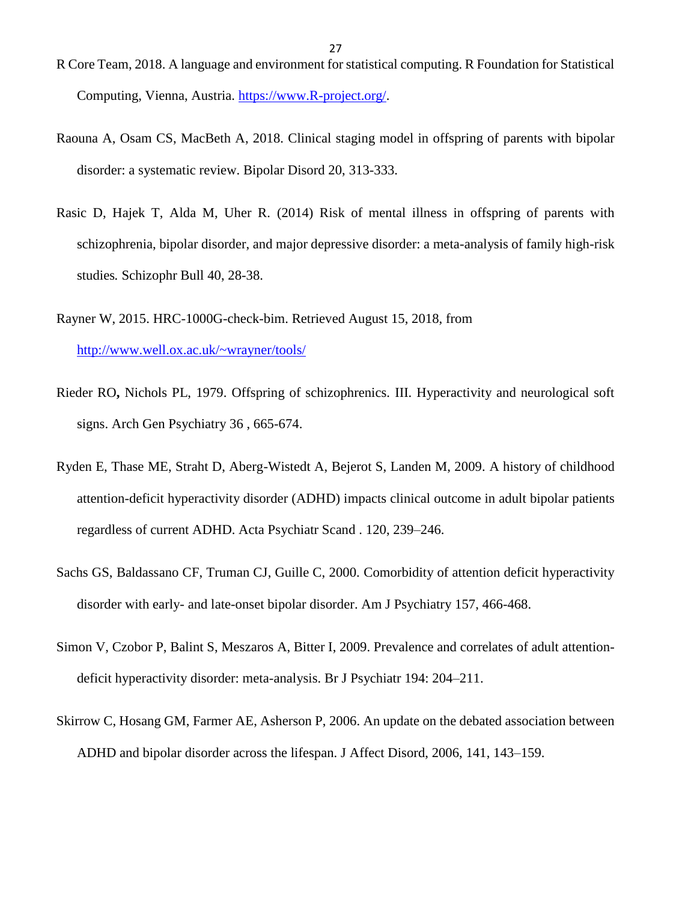R Core Team, 2018. A language and environment for statistical computing. R Foundation for Statistical Computing, Vienna, Austria. https://www.R-project.org/.

Raouna A, Osam CS, MacBeth A, 2018. Clinical staging model in offspring of parents with bipolar disorder: a systematic review. Bipolar Disord 20, 313-333.

Rasic D, Hajek T, Alda M, Uher R. (2014) Risk of mental illness in offspring of parents with schizophrenia, bipolar disorder, and major depressive disorder: a meta-analysis of family high-risk studies*.* Schizophr Bull 40, 28-38.

Rayner W, 2015. HRC-1000G-check-bim. Retrieved August 15, 2018, from http://www.well.ox.ac.uk/~wrayner/tools/

Rieder RO**,** Nichols PL, 1979. Offspring of schizophrenics. III. Hyperactivity and neurological soft signs. Arch Gen Psychiatry 36 , 665-674.

Ryden E, Thase ME, Straht D, Aberg-Wistedt A, Bejerot S, Landen M, 2009. A history of childhood attention-deficit hyperactivity disorder (ADHD) impacts clinical outcome in adult bipolar patients regardless of current ADHD. Acta Psychiatr Scand . 120, 239–246.

Sachs GS, Baldassano CF, Truman CJ, Guille C, 2000. Comorbidity of attention deficit hyperactivity disorder with early- and late-onset bipolar disorder. Am J Psychiatry 157, 466-468.

Simon V, Czobor P, Balint S, Meszaros A, Bitter I, 2009. Prevalence and correlates of adult attention-deficit hyperactivity disorder: meta-analysis. Br J Psychiatr 194: 204–211.

Skirrow C, Hosang GM, Farmer AE, Asherson P, 2006. An update on the debated association between ADHD and bipolar disorder across the lifespan. J Affect Disord, 2006, 141, 143–159.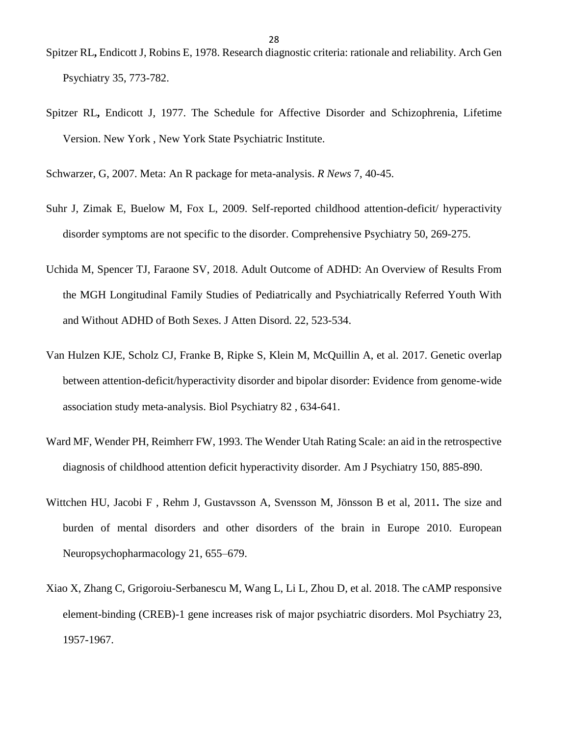Spitzer RL, Endicott J, Robins E, 1978. Research diagnostic criteria: rationale and reliability. Arch Gen Psychiatry 35, 773-782.

Spitzer RL, Endicott J, 1977. The Schedule for Affective Disorder and Schizophrenia, Lifetime Version. New York , New York State Psychiatric Institute.

Schwarzer, G, 2007. Meta: An R package for meta-analysis. *R News* 7, 40-45.

Suhr J, Zimak E, Buelow M, Fox L, 2009. Self-reported childhood attention-deficit/ hyperactivity disorder symptoms are not specific to the disorder. Comprehensive Psychiatry 50, 269-275.

Uchida M, Spencer TJ, Faraone SV, 2018. Adult Outcome of ADHD: An Overview of Results From the MGH Longitudinal Family Studies of Pediatrically and Psychiatrically Referred Youth With and Without ADHD of Both Sexes. J Atten Disord. 22, 523-534.

Van Hulzen KJE, Scholz CJ, Franke B, Ripke S, Klein M, McQuillin A, et al. 2017. Genetic overlap between attention-deficit/hyperactivity disorder and bipolar disorder: Evidence from genome-wide association study meta-analysis. Biol Psychiatry 82 , 634-641.

Ward MF, Wender PH, Reimherr FW, 1993. The Wender Utah Rating Scale: an aid in the retrospective diagnosis of childhood attention deficit hyperactivity disorder. Am J Psychiatry 150, 885-890.

Wittchen HU, Jacobi F , Rehm J, Gustavsson A, Svensson M, Jönsson B et al, 2011**.** The size and burden of mental disorders and other disorders of the brain in Europe 2010. European Neuropsychopharmacology 21, 655–679.

Xiao X, Zhang C, Grigoroiu-Serbanescu M, Wang L, Li L, Zhou D, et al. 2018. The cAMP responsive element-binding (CREB)-1 gene increases risk of major psychiatric disorders. Mol Psychiatry 23, 1957-1967.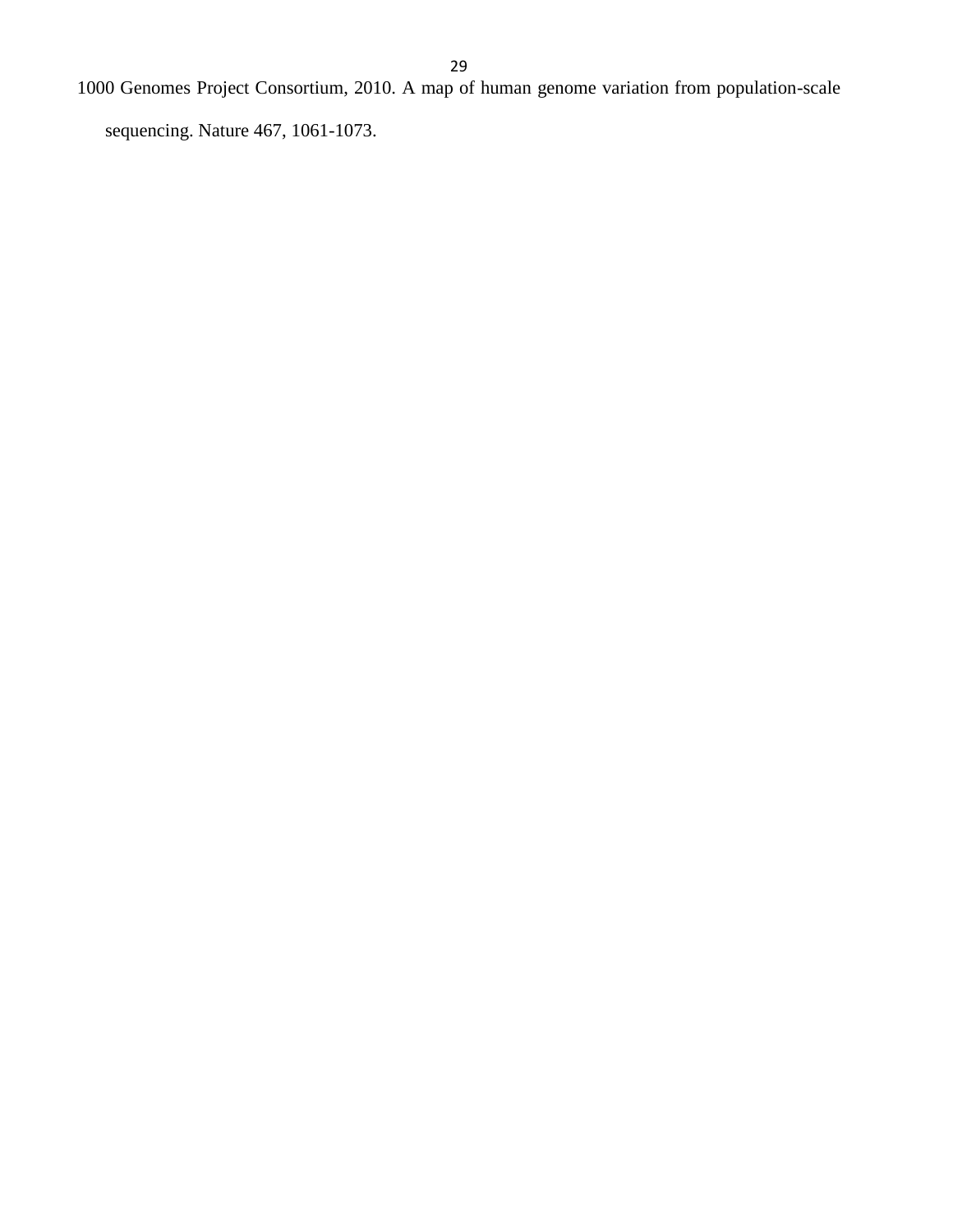1000 Genomes Project Consortium, 2010. A map of human genome variation from population-scale sequencing. Nature 467, 1061-1073.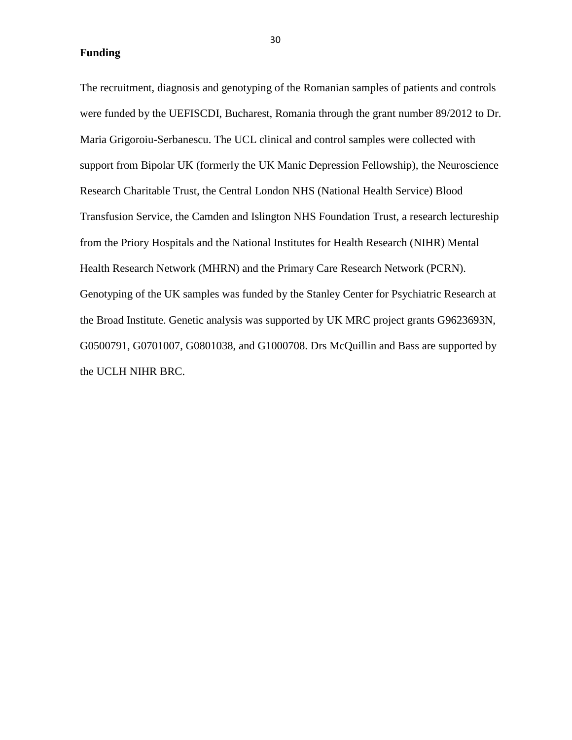## Funding

The recruitment, diagnosis and genotyping of the Romanian samples of patients and controls were funded by the UEFISCDI, Bucharest, Romania through the grant number 89/2012 to Dr. Maria Grigoroiu-Serbanescu. The UCL clinical and control samples were collected with support from Bipolar UK (formerly the UK Manic Depression Fellowship), the Neuroscience Research Charitable Trust, the Central London NHS (National Health Service) Blood Transfusion Service, the Camden and Islington NHS Foundation Trust, a research lectureship from the Priory Hospitals and the National Institutes for Health Research (NIHR) Mental Health Research Network (MHRN) and the Primary Care Research Network (PCRN). Genotyping of the UK samples was funded by the Stanley Center for Psychiatric Research at the Broad Institute. Genetic analysis was supported by UK MRC project grants G9623693N, G0500791, G0701007, G0801038, and G1000708. Drs McQuillin and Bass are supported by the UCLH NIHR BRC.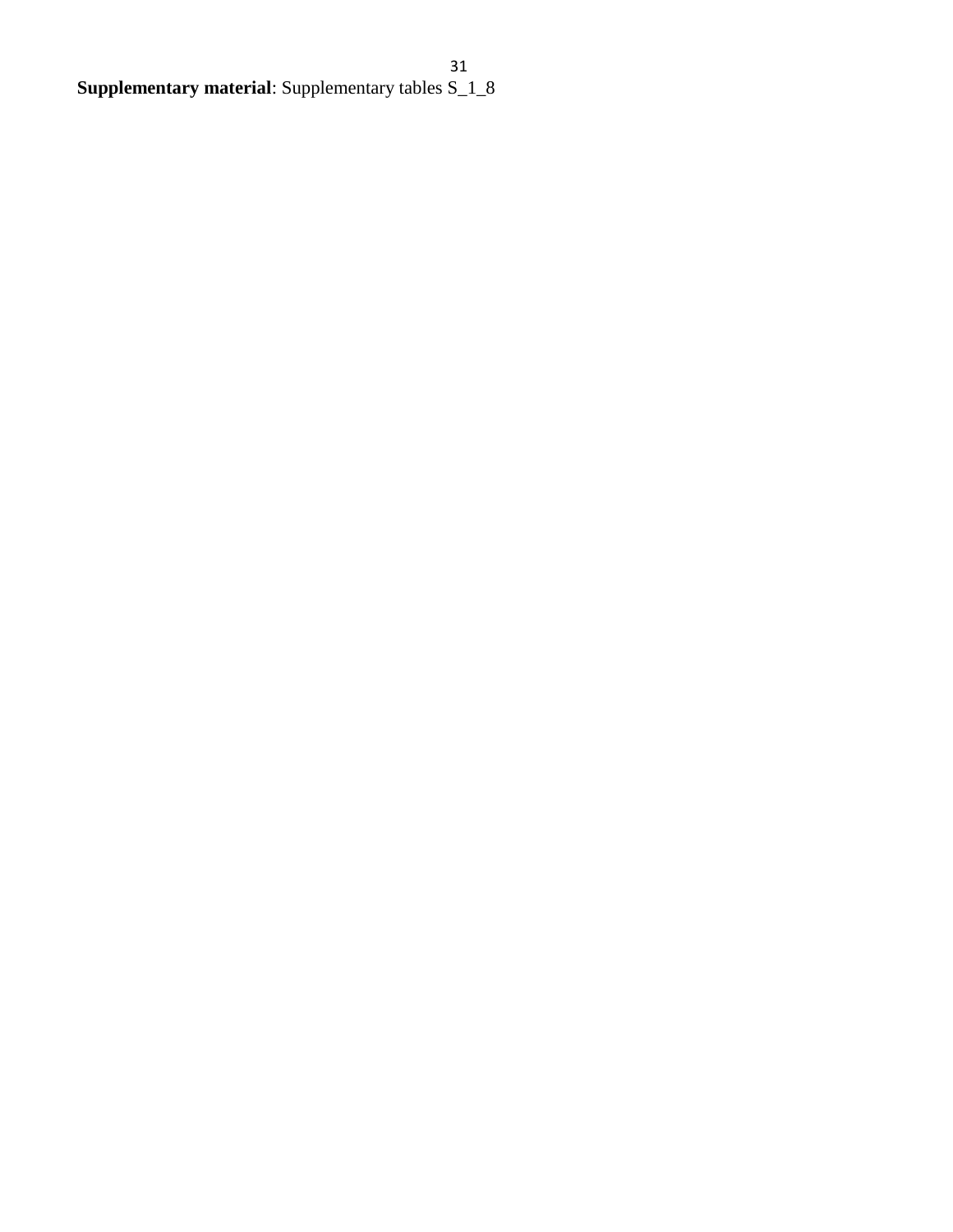**Supplementary material**: Supplementary tables S_1_8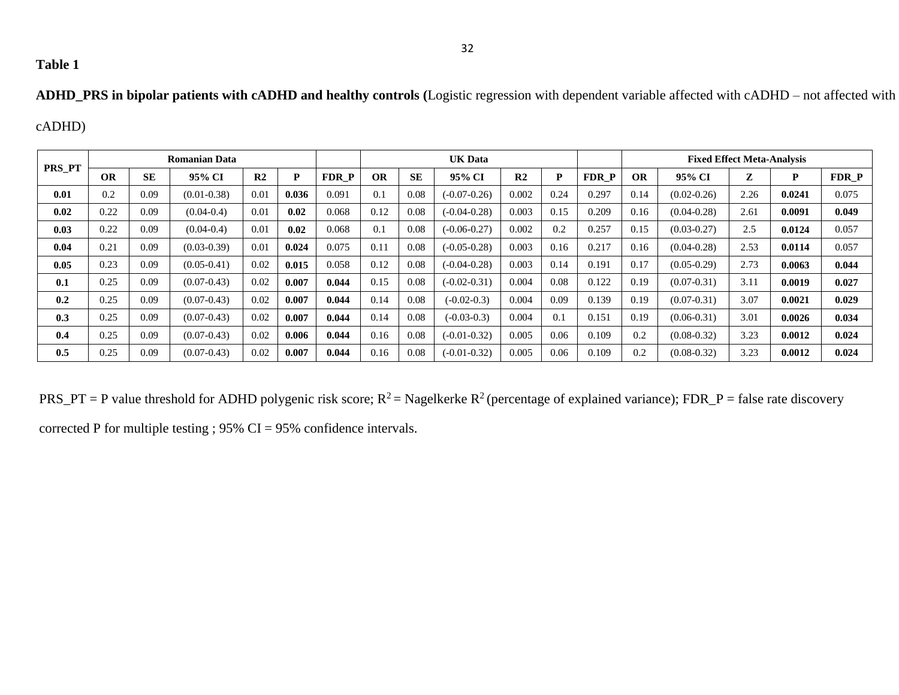**Table 1**

**ADHD_PRS in bipolar patients with cADHD and healthy controls (**Logistic regression with dependent variable affected with cADHD – not affected with cADHD)

| PRS_PT | Romanian Data | | | | | | UK Data | | | | | | Fixed Effect Meta-Analysis | | | | |
|---|---|---|---|---|---|---|---|---|---|---|---|---|---|---|---|---|---|
| | OR | SE | 95% CI | R2 | P | FDR_P | OR | SE | 95% CI | R2 | P | FDR_P | OR | 95% CI | Z | P | FDR_P |
| **0.01** | 0.2 | 0.09 | (0.01-0.38) | 0.01 | **0.036** | 0.091 | 0.1 | 0.08 | (-0.07-0.26) | 0.002 | 0.24 | 0.297 | 0.14 | (0.02-0.26) | 2.26 | **0.0241** | 0.075 |
| **0.02** | 0.22 | 0.09 | (0.04-0.4) | 0.01 | **0.02** | 0.068 | 0.12 | 0.08 | (-0.04-0.28) | 0.003 | 0.15 | 0.209 | 0.16 | (0.04-0.28) | 2.61 | **0.0091** | **0.049** |
| **0.03** | 0.22 | 0.09 | (0.04-0.4) | 0.01 | **0.02** | 0.068 | 0.1 | 0.08 | (-0.06-0.27) | 0.002 | 0.2 | 0.257 | 0.15 | (0.03-0.27) | 2.5 | **0.0124** | 0.057 |
| **0.04** | 0.21 | 0.09 | (0.03-0.39) | 0.01 | **0.024** | 0.075 | 0.11 | 0.08 | (-0.05-0.28) | 0.003 | 0.16 | 0.217 | 0.16 | (0.04-0.28) | 2.53 | **0.0114** | 0.057 |
| **0.05** | 0.23 | 0.09 | (0.05-0.41) | 0.02 | **0.015** | 0.058 | 0.12 | 0.08 | (-0.04-0.28) | 0.003 | 0.14 | 0.191 | 0.17 | (0.05-0.29) | 2.73 | **0.0063** | **0.044** |
| **0.1** | 0.25 | 0.09 | (0.07-0.43) | 0.02 | **0.007** | **0.044** | 0.15 | 0.08 | (-0.02-0.31) | 0.004 | 0.08 | 0.122 | 0.19 | (0.07-0.31) | 3.11 | **0.0019** | **0.027** |
| **0.2** | 0.25 | 0.09 | (0.07-0.43) | 0.02 | **0.007** | **0.044** | 0.14 | 0.08 | (-0.02-0.3) | 0.004 | 0.09 | 0.139 | 0.19 | (0.07-0.31) | 3.07 | **0.0021** | **0.029** |
| **0.3** | 0.25 | 0.09 | (0.07-0.43) | 0.02 | **0.007** | **0.044** | 0.14 | 0.08 | (-0.03-0.3) | 0.004 | 0.1 | 0.151 | 0.19 | (0.06-0.31) | 3.01 | **0.0026** | **0.034** |
| **0.4** | 0.25 | 0.09 | (0.07-0.43) | 0.02 | **0.006** | **0.044** | 0.16 | 0.08 | (-0.01-0.32) | 0.005 | 0.06 | 0.109 | 0.2 | (0.08-0.32) | 3.23 | **0.0012** | **0.024** |
| **0.5** | 0.25 | 0.09 | (0.07-0.43) | 0.02 | **0.007** | **0.044** | 0.16 | 0.08 | (-0.01-0.32) | 0.005 | 0.06 | 0.109 | 0.2 | (0.08-0.32) | 3.23 | **0.0012** | **0.024** |

PRS_PT = P value threshold for ADHD polygenic risk score; $R^2$ = Nagelkerke $R^2$ (percentage of explained variance); FDR_P = false rate discovery corrected P for multiple testing ; 95% CI = 95% confidence intervals.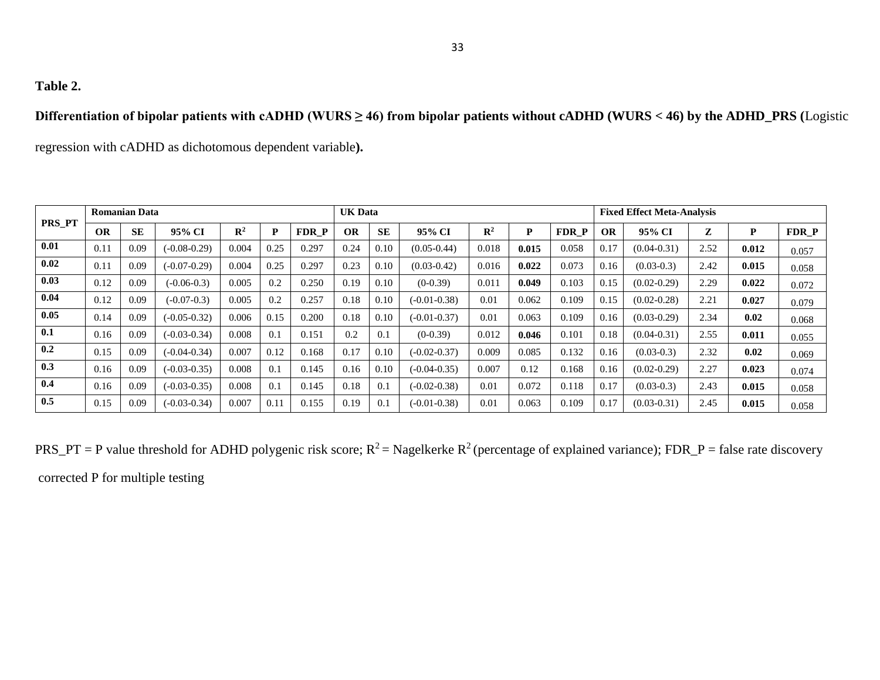**Table 2.**

**Differentiation of bipolar patients with cADHD (WURS ≥ 46) from bipolar patients without cADHD (WURS < 46) by the ADHD_PRS (**Logistic regression with cADHD as dichotomous dependent variable**).**

| PRS_PT | Romanian Data | | | | | | UK Data | | | | | | Fixed Effect Meta-Analysis | | | | |
|---|---|---|---|---|---|---|---|---|---|---|---|---|---|---|---|---|---|
| | **OR** | **SE** | **95% CI** | **$R^2$** | **P** | **FDR_P** | **OR** | **SE** | **95% CI** | **$R^2$** | **P** | **FDR_P** | **OR** | **95% CI** | **Z** | **P** | **FDR_P** |
| **0.01** | 0.11 | 0.09 | (-0.08-0.29) | 0.004 | 0.25 | 0.297 | 0.24 | 0.10 | (0.05-0.44) | 0.018 | **0.015** | 0.058 | 0.17 | (0.04-0.31) | 2.52 | **0.012** | 0.057 |
| **0.02** | 0.11 | 0.09 | (-0.07-0.29) | 0.004 | 0.25 | 0.297 | 0.23 | 0.10 | (0.03-0.42) | 0.016 | **0.022** | 0.073 | 0.16 | (0.03-0.3) | 2.42 | **0.015** | 0.058 |
| **0.03** | 0.12 | 0.09 | (-0.06-0.3) | 0.005 | 0.2 | 0.250 | 0.19 | 0.10 | (0-0.39) | 0.011 | **0.049** | 0.103 | 0.15 | (0.02-0.29) | 2.29 | **0.022** | 0.072 |
| **0.04** | 0.12 | 0.09 | (-0.07-0.3) | 0.005 | 0.2 | 0.257 | 0.18 | 0.10 | (-0.01-0.38) | 0.01 | 0.062 | 0.109 | 0.15 | (0.02-0.28) | 2.21 | **0.027** | 0.079 |
| **0.05** | 0.14 | 0.09 | (-0.05-0.32) | 0.006 | 0.15 | 0.200 | 0.18 | 0.10 | (-0.01-0.37) | 0.01 | 0.063 | 0.109 | 0.16 | (0.03-0.29) | 2.34 | **0.02** | 0.068 |
| **0.1** | 0.16 | 0.09 | (-0.03-0.34) | 0.008 | 0.1 | 0.151 | 0.2 | 0.1 | (0-0.39) | 0.012 | **0.046** | 0.101 | 0.18 | (0.04-0.31) | 2.55 | **0.011** | 0.055 |
| **0.2** | 0.15 | 0.09 | (-0.04-0.34) | 0.007 | 0.12 | 0.168 | 0.17 | 0.10 | (-0.02-0.37) | 0.009 | 0.085 | 0.132 | 0.16 | (0.03-0.3) | 2.32 | **0.02** | 0.069 |
| **0.3** | 0.16 | 0.09 | (-0.03-0.35) | 0.008 | 0.1 | 0.145 | 0.16 | 0.10 | (-0.04-0.35) | 0.007 | 0.12 | 0.168 | 0.16 | (0.02-0.29) | 2.27 | **0.023** | 0.074 |
| **0.4** | 0.16 | 0.09 | (-0.03-0.35) | 0.008 | 0.1 | 0.145 | 0.18 | 0.1 | (-0.02-0.38) | 0.01 | 0.072 | 0.118 | 0.17 | (0.03-0.3) | 2.43 | **0.015** | 0.058 |
| **0.5** | 0.15 | 0.09 | (-0.03-0.34) | 0.007 | 0.11 | 0.155 | 0.19 | 0.1 | (-0.01-0.38) | 0.01 | 0.063 | 0.109 | 0.17 | (0.03-0.31) | 2.45 | **0.015** | 0.058 |

PRS_PT = P value threshold for ADHD polygenic risk score; $R^2$ = Nagelkerke $R^2$ (percentage of explained variance); FDR_P = false rate discovery corrected P for multiple testing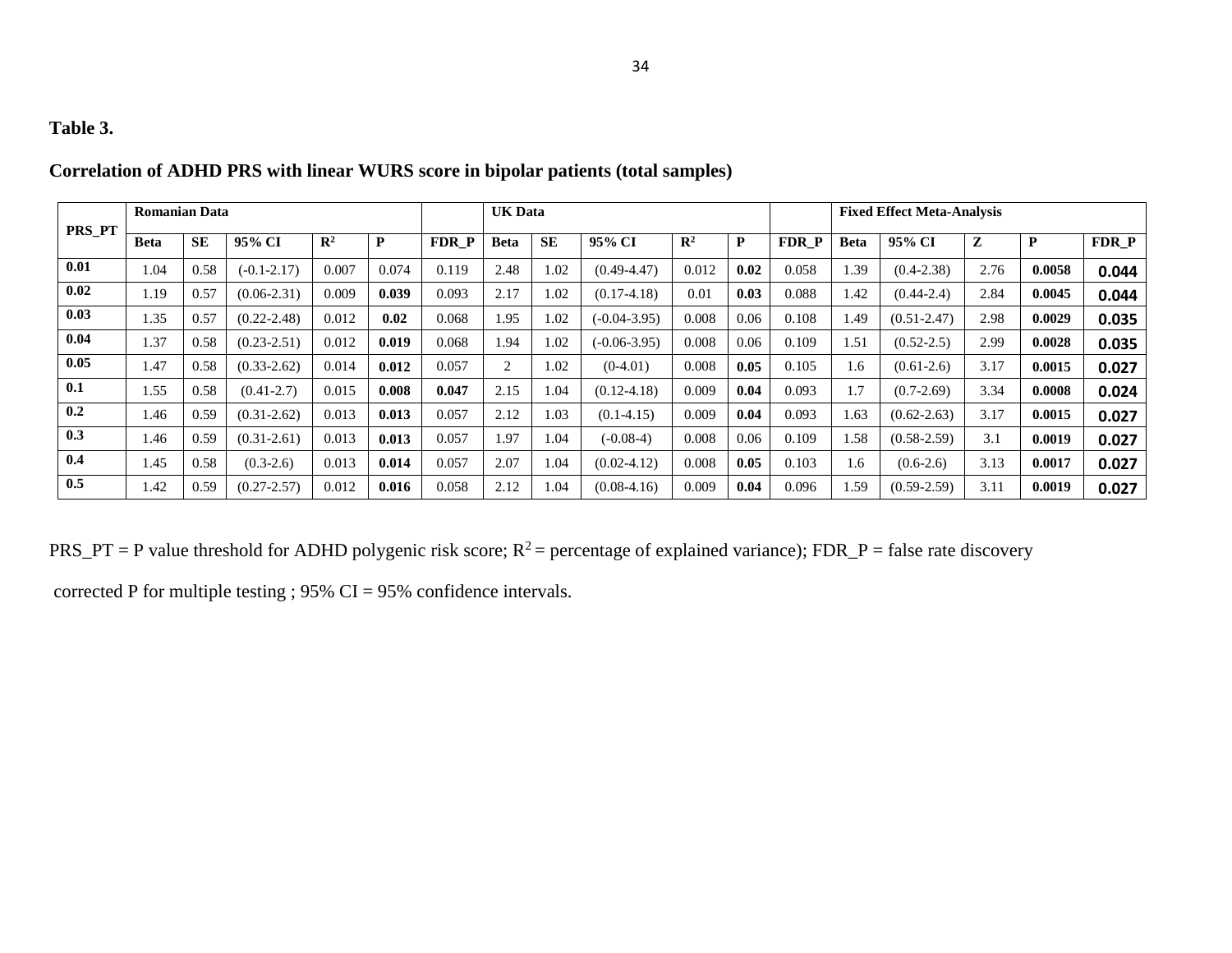**Table 3.**

**Correlation of ADHD PRS with linear WURS score in bipolar patients (total samples)**

| PRS_PT | Romanian Data | | | | | | UK Data | | | | | | Fixed Effect Meta-Analysis | | | | |
|---|---|---|---|---|---|---|---|---|---|---|---|---|---|---|---|---|---|
| | Beta | SE | 95% CI | $R^2$ | P | FDR_P | Beta | SE | 95% CI | $R^2$ | P | FDR_P | Beta | 95% CI | Z | P | FDR_P |
| **0.01** | 1.04 | 0.58 | (-0.1-2.17) | 0.007 | 0.074 | 0.119 | 2.48 | 1.02 | (0.49-4.47) | 0.012 | **0.02** | 0.058 | 1.39 | (0.4-2.38) | 2.76 | **0.0058** | **0.044** |
| **0.02** | 1.19 | 0.57 | (0.06-2.31) | 0.009 | **0.039** | 0.093 | 2.17 | 1.02 | (0.17-4.18) | 0.01 | **0.03** | 0.088 | 1.42 | (0.44-2.4) | 2.84 | **0.0045** | **0.044** |
| **0.03** | 1.35 | 0.57 | (0.22-2.48) | 0.012 | **0.02** | 0.068 | 1.95 | 1.02 | (-0.04-3.95) | 0.008 | 0.06 | 0.108 | 1.49 | (0.51-2.47) | 2.98 | **0.0029** | **0.035** |
| **0.04** | 1.37 | 0.58 | (0.23-2.51) | 0.012 | **0.019** | 0.068 | 1.94 | 1.02 | (-0.06-3.95) | 0.008 | 0.06 | 0.109 | 1.51 | (0.52-2.5) | 2.99 | **0.0028** | **0.035** |
| **0.05** | 1.47 | 0.58 | (0.33-2.62) | 0.014 | **0.012** | 0.057 | 2 | 1.02 | (0-4.01) | 0.008 | **0.05** | 0.105 | 1.6 | (0.61-2.6) | 3.17 | **0.0015** | **0.027** |
| **0.1** | 1.55 | 0.58 | (0.41-2.7) | 0.015 | **0.008** | **0.047** | 2.15 | 1.04 | (0.12-4.18) | 0.009 | **0.04** | 0.093 | 1.7 | (0.7-2.69) | 3.34 | **0.0008** | **0.024** |
| **0.2** | 1.46 | 0.59 | (0.31-2.62) | 0.013 | **0.013** | 0.057 | 2.12 | 1.03 | (0.1-4.15) | 0.009 | **0.04** | 0.093 | 1.63 | (0.62-2.63) | 3.17 | **0.0015** | **0.027** |
| **0.3** | 1.46 | 0.59 | (0.31-2.61) | 0.013 | **0.013** | 0.057 | 1.97 | 1.04 | (-0.08-4) | 0.008 | 0.06 | 0.109 | 1.58 | (0.58-2.59) | 3.1 | **0.0019** | **0.027** |
| **0.4** | 1.45 | 0.58 | (0.3-2.6) | 0.013 | **0.014** | 0.057 | 2.07 | 1.04 | (0.02-4.12) | 0.008 | **0.05** | 0.103 | 1.6 | (0.6-2.6) | 3.13 | **0.0017** | **0.027** |
| **0.5** | 1.42 | 0.59 | (0.27-2.57) | 0.012 | **0.016** | 0.058 | 2.12 | 1.04 | (0.08-4.16) | 0.009 | **0.04** | 0.096 | 1.59 | (0.59-2.59) | 3.11 | **0.0019** | **0.027** |

PRS_PT = P value threshold for ADHD polygenic risk score; $R^2$ = percentage of explained variance); FDR_P = false rate discovery corrected P for multiple testing ; 95% CI = 95% confidence intervals.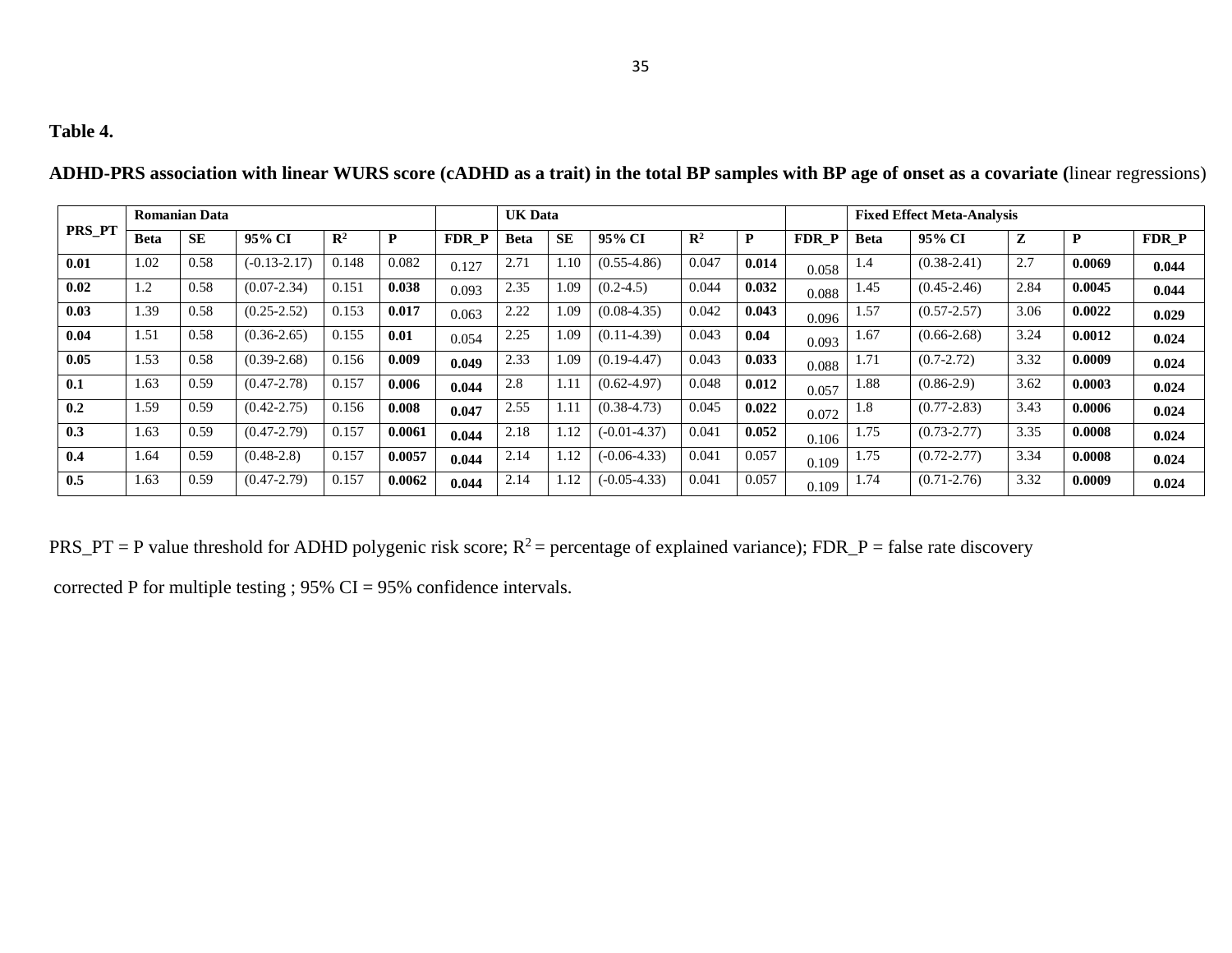**Table 4.**

**ADHD-PRS association with linear WURS score (cADHD as a trait) in the total BP samples with BP age of onset as a covariate (**linear regressions)

| PRS_PT | Romanian Data | | | | | FDR_P | UK Data | | | | | FDR_P | Fixed Effect Meta-Analysis | | | | |
|---|---|---|---|---|---|---|---|---|---|---|---|---|---|---|---|---|---|
| | **Beta** | **SE** | **95% CI** | $R^2$ | **P** | | **Beta** | **SE** | **95% CI** | $R^2$ | **P** | | **Beta** | **95% CI** | **Z** | **P** | **FDR_P** |
| **0.01** | 1.02 | 0.58 | (-0.13-2.17) | 0.148 | 0.082 | 0.127 | 2.71 | 1.10 | (0.55-4.86) | 0.047 | **0.014** | 0.058 | 1.4 | (0.38-2.41) | 2.7 | **0.0069** | **0.044** |
| **0.02** | 1.2 | 0.58 | (0.07-2.34) | 0.151 | **0.038** | 0.093 | 2.35 | 1.09 | (0.2-4.5) | 0.044 | **0.032** | 0.088 | 1.45 | (0.45-2.46) | 2.84 | **0.0045** | **0.044** |
| **0.03** | 1.39 | 0.58 | (0.25-2.52) | 0.153 | **0.017** | 0.063 | 2.22 | 1.09 | (0.08-4.35) | 0.042 | **0.043** | 0.096 | 1.57 | (0.57-2.57) | 3.06 | **0.0022** | **0.029** |
| **0.04** | 1.51 | 0.58 | (0.36-2.65) | 0.155 | **0.01** | 0.054 | 2.25 | 1.09 | (0.11-4.39) | 0.043 | **0.04** | 0.093 | 1.67 | (0.66-2.68) | 3.24 | **0.0012** | **0.024** |
| **0.05** | 1.53 | 0.58 | (0.39-2.68) | 0.156 | **0.009** | **0.049** | 2.33 | 1.09 | (0.19-4.47) | 0.043 | **0.033** | 0.088 | 1.71 | (0.7-2.72) | 3.32 | **0.0009** | **0.024** |
| **0.1** | 1.63 | 0.59 | (0.47-2.78) | 0.157 | **0.006** | **0.044** | 2.8 | 1.11 | (0.62-4.97) | 0.048 | **0.012** | 0.057 | 1.88 | (0.86-2.9) | 3.62 | **0.0003** | **0.024** |
| **0.2** | 1.59 | 0.59 | (0.42-2.75) | 0.156 | **0.008** | **0.047** | 2.55 | 1.11 | (0.38-4.73) | 0.045 | **0.022** | 0.072 | 1.8 | (0.77-2.83) | 3.43 | **0.0006** | **0.024** |
| **0.3** | 1.63 | 0.59 | (0.47-2.79) | 0.157 | **0.0061** | **0.044** | 2.18 | 1.12 | (-0.01-4.37) | 0.041 | **0.052** | 0.106 | 1.75 | (0.73-2.77) | 3.35 | **0.0008** | **0.024** |
| **0.4** | 1.64 | 0.59 | (0.48-2.8) | 0.157 | **0.0057** | **0.044** | 2.14 | 1.12 | (-0.06-4.33) | 0.041 | 0.057 | 0.109 | 1.75 | (0.72-2.77) | 3.34 | **0.0008** | **0.024** |
| **0.5** | 1.63 | 0.59 | (0.47-2.79) | 0.157 | **0.0062** | **0.044** | 2.14 | 1.12 | (-0.05-4.33) | 0.041 | 0.057 | 0.109 | 1.74 | (0.71-2.76) | 3.32 | **0.0009** | **0.024** |

PRS_PT = P value threshold for ADHD polygenic risk score; $R^2$ = percentage of explained variance); FDR_P = false rate discovery corrected P for multiple testing ; 95% CI = 95% confidence intervals.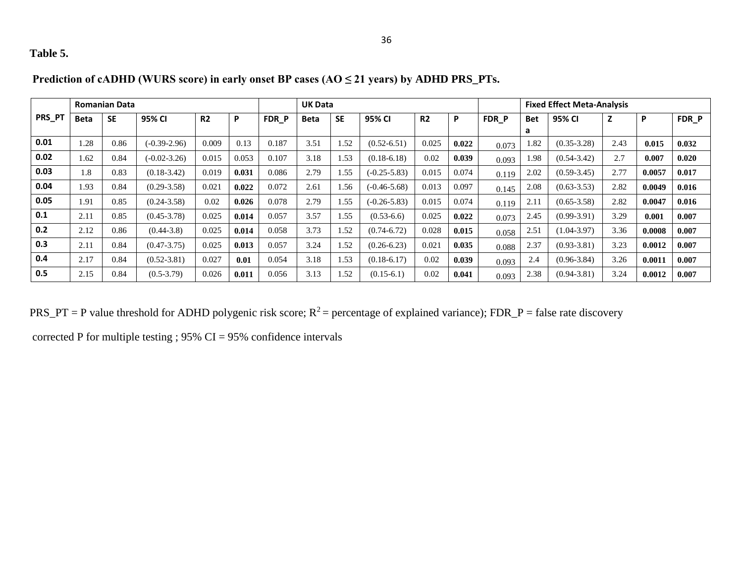**Table 5.**

**Prediction of cADHD (WURS score) in early onset BP cases (AO ≤ 21 years) by ADHD PRS_PTs.**

| PRS_PT | Romanian Data | | | | | | UK Data | | | | | | Fixed Effect Meta-Analysis | | | | |
|---|---|---|---|---|---|---|---|---|---|---|---|---|---|---|---|---|---|
| | Beta | SE | 95% CI | R2 | P | FDR_P | Beta | SE | 95% CI | R2 | P | FDR_P | Beta | 95% CI | Z | P | FDR_P |
| **0.01** | 1.28 | 0.86 | (-0.39-2.96) | 0.009 | 0.13 | 0.187 | 3.51 | 1.52 | (0.52-6.51) | 0.025 | **0.022** | 0.073 | 1.82 | (0.35-3.28) | 2.43 | **0.015** | **0.032** |
| **0.02** | 1.62 | 0.84 | (-0.02-3.26) | 0.015 | 0.053 | 0.107 | 3.18 | 1.53 | (0.18-6.18) | 0.02 | **0.039** | 0.093 | 1.98 | (0.54-3.42) | 2.7 | **0.007** | **0.020** |
| **0.03** | 1.8 | 0.83 | (0.18-3.42) | 0.019 | **0.031** | 0.086 | 2.79 | 1.55 | (-0.25-5.83) | 0.015 | 0.074 | 0.119 | 2.02 | (0.59-3.45) | 2.77 | **0.0057** | **0.017** |
| **0.04** | 1.93 | 0.84 | (0.29-3.58) | 0.021 | **0.022** | 0.072 | 2.61 | 1.56 | (-0.46-5.68) | 0.013 | 0.097 | 0.145 | 2.08 | (0.63-3.53) | 2.82 | **0.0049** | **0.016** |
| **0.05** | 1.91 | 0.85 | (0.24-3.58) | 0.02 | **0.026** | 0.078 | 2.79 | 1.55 | (-0.26-5.83) | 0.015 | 0.074 | 0.119 | 2.11 | (0.65-3.58) | 2.82 | **0.0047** | **0.016** |
| **0.1** | 2.11 | 0.85 | (0.45-3.78) | 0.025 | **0.014** | 0.057 | 3.57 | 1.55 | (0.53-6.6) | 0.025 | **0.022** | 0.073 | 2.45 | (0.99-3.91) | 3.29 | **0.001** | **0.007** |
| **0.2** | 2.12 | 0.86 | (0.44-3.8) | 0.025 | **0.014** | 0.058 | 3.73 | 1.52 | (0.74-6.72) | 0.028 | **0.015** | 0.058 | 2.51 | (1.04-3.97) | 3.36 | **0.0008** | **0.007** |
| **0.3** | 2.11 | 0.84 | (0.47-3.75) | 0.025 | **0.013** | 0.057 | 3.24 | 1.52 | (0.26-6.23) | 0.021 | **0.035** | 0.088 | 2.37 | (0.93-3.81) | 3.23 | **0.0012** | **0.007** |
| **0.4** | 2.17 | 0.84 | (0.52-3.81) | 0.027 | **0.01** | 0.054 | 3.18 | 1.53 | (0.18-6.17) | 0.02 | **0.039** | 0.093 | 2.4 | (0.96-3.84) | 3.26 | **0.0011** | **0.007** |
| **0.5** | 2.15 | 0.84 | (0.5-3.79) | 0.026 | **0.011** | 0.056 | 3.13 | 1.52 | (0.15-6.1) | 0.02 | **0.041** | 0.093 | 2.38 | (0.94-3.81) | 3.24 | **0.0012** | **0.007** |

PRS_PT = P value threshold for ADHD polygenic risk score; $R^2$ = percentage of explained variance); FDR_P = false rate discovery corrected P for multiple testing ; 95% CI = 95% confidence intervals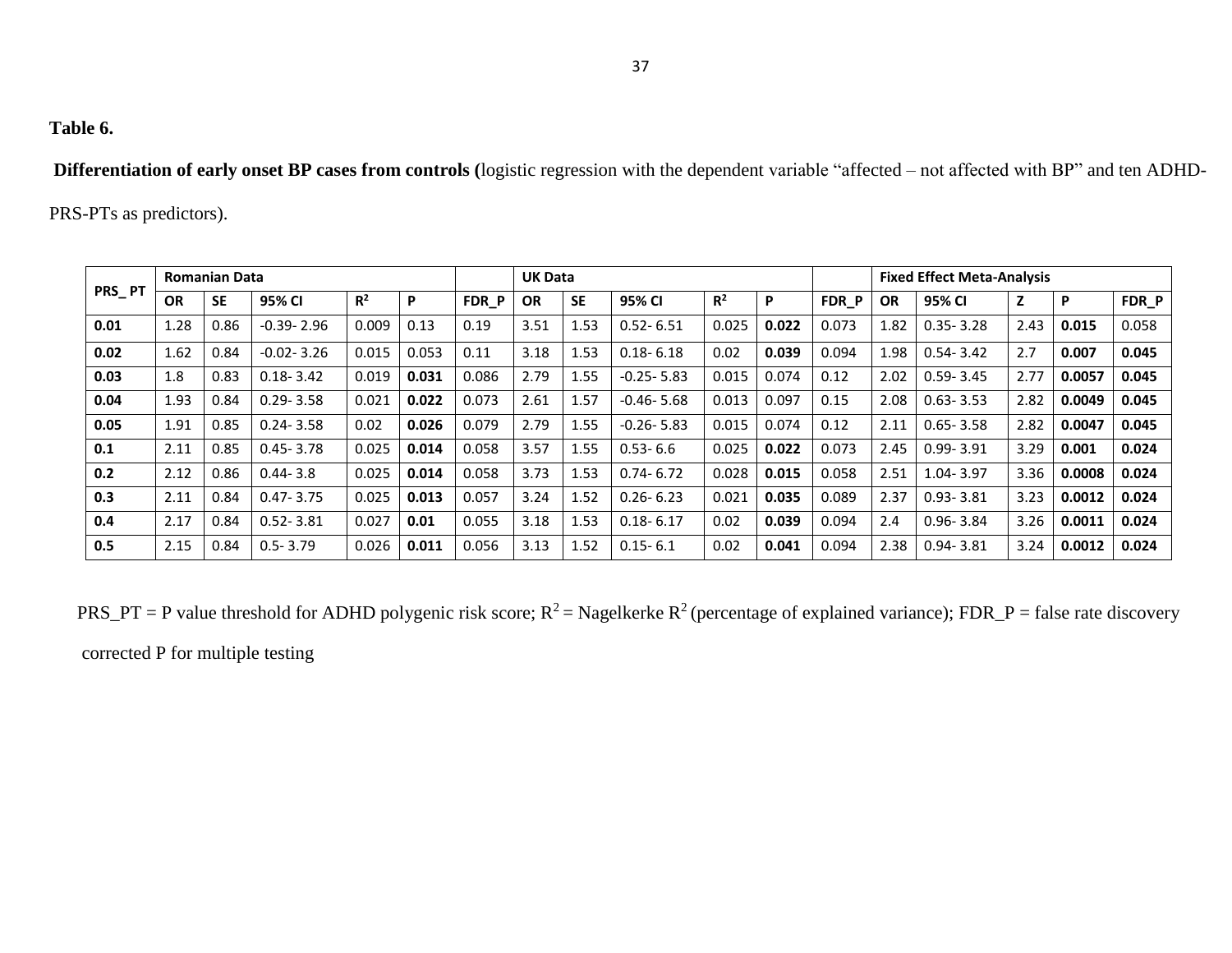**Table 6.**

**Differentiation of early onset BP cases from controls (**logistic regression with the dependent variable "affected – not affected with BP" and ten ADHD-PRS-PTs as predictors).

| PRS_ PT | Romanian Data | | | | | | UK Data | | | | | | Fixed Effect Meta-Analysis | | | | |
|---|---|---|---|---|---|---|---|---|---|---|---|---|---|---|---|---|---|
| | OR | SE | 95% CI | $R^2$ | P | FDR_P | OR | SE | 95% CI | $R^2$ | P | FDR_P | OR | 95% CI | Z | P | FDR_P |
| **0.01** | 1.28 | 0.86 | -0.39- 2.96 | 0.009 | 0.13 | 0.19 | 3.51 | 1.53 | 0.52- 6.51 | 0.025 | **0.022** | 0.073 | 1.82 | 0.35- 3.28 | 2.43 | **0.015** | 0.058 |
| **0.02** | 1.62 | 0.84 | -0.02- 3.26 | 0.015 | 0.053 | 0.11 | 3.18 | 1.53 | 0.18- 6.18 | 0.02 | **0.039** | 0.094 | 1.98 | 0.54- 3.42 | 2.7 | **0.007** | **0.045** |
| **0.03** | 1.8 | 0.83 | 0.18- 3.42 | 0.019 | **0.031** | 0.086 | 2.79 | 1.55 | -0.25- 5.83 | 0.015 | 0.074 | 0.12 | 2.02 | 0.59- 3.45 | 2.77 | **0.0057** | **0.045** |
| **0.04** | 1.93 | 0.84 | 0.29- 3.58 | 0.021 | **0.022** | 0.073 | 2.61 | 1.57 | -0.46- 5.68 | 0.013 | 0.097 | 0.15 | 2.08 | 0.63- 3.53 | 2.82 | **0.0049** | **0.045** |
| **0.05** | 1.91 | 0.85 | 0.24- 3.58 | 0.02 | **0.026** | 0.079 | 2.79 | 1.55 | -0.26- 5.83 | 0.015 | 0.074 | 0.12 | 2.11 | 0.65- 3.58 | 2.82 | **0.0047** | **0.045** |
| **0.1** | 2.11 | 0.85 | 0.45- 3.78 | 0.025 | **0.014** | 0.058 | 3.57 | 1.55 | 0.53- 6.6 | 0.025 | **0.022** | 0.073 | 2.45 | 0.99- 3.91 | 3.29 | **0.001** | **0.024** |
| **0.2** | 2.12 | 0.86 | 0.44- 3.8 | 0.025 | **0.014** | 0.058 | 3.73 | 1.53 | 0.74- 6.72 | 0.028 | **0.015** | 0.058 | 2.51 | 1.04- 3.97 | 3.36 | **0.0008** | **0.024** |
| **0.3** | 2.11 | 0.84 | 0.47- 3.75 | 0.025 | **0.013** | 0.057 | 3.24 | 1.52 | 0.26- 6.23 | 0.021 | **0.035** | 0.089 | 2.37 | 0.93- 3.81 | 3.23 | **0.0012** | **0.024** |
| **0.4** | 2.17 | 0.84 | 0.52- 3.81 | 0.027 | **0.01** | 0.055 | 3.18 | 1.53 | 0.18- 6.17 | 0.02 | **0.039** | 0.094 | 2.4 | 0.96- 3.84 | 3.26 | **0.0011** | **0.024** |
| **0.5** | 2.15 | 0.84 | 0.5- 3.79 | 0.026 | **0.011** | 0.056 | 3.13 | 1.52 | 0.15- 6.1 | 0.02 | **0.041** | 0.094 | 2.38 | 0.94- 3.81 | 3.24 | **0.0012** | **0.024** |

PRS_PT = P value threshold for ADHD polygenic risk score; $R^2$ = Nagelkerke $R^2$ (percentage of explained variance); FDR_P = false rate discovery corrected P for multiple testing